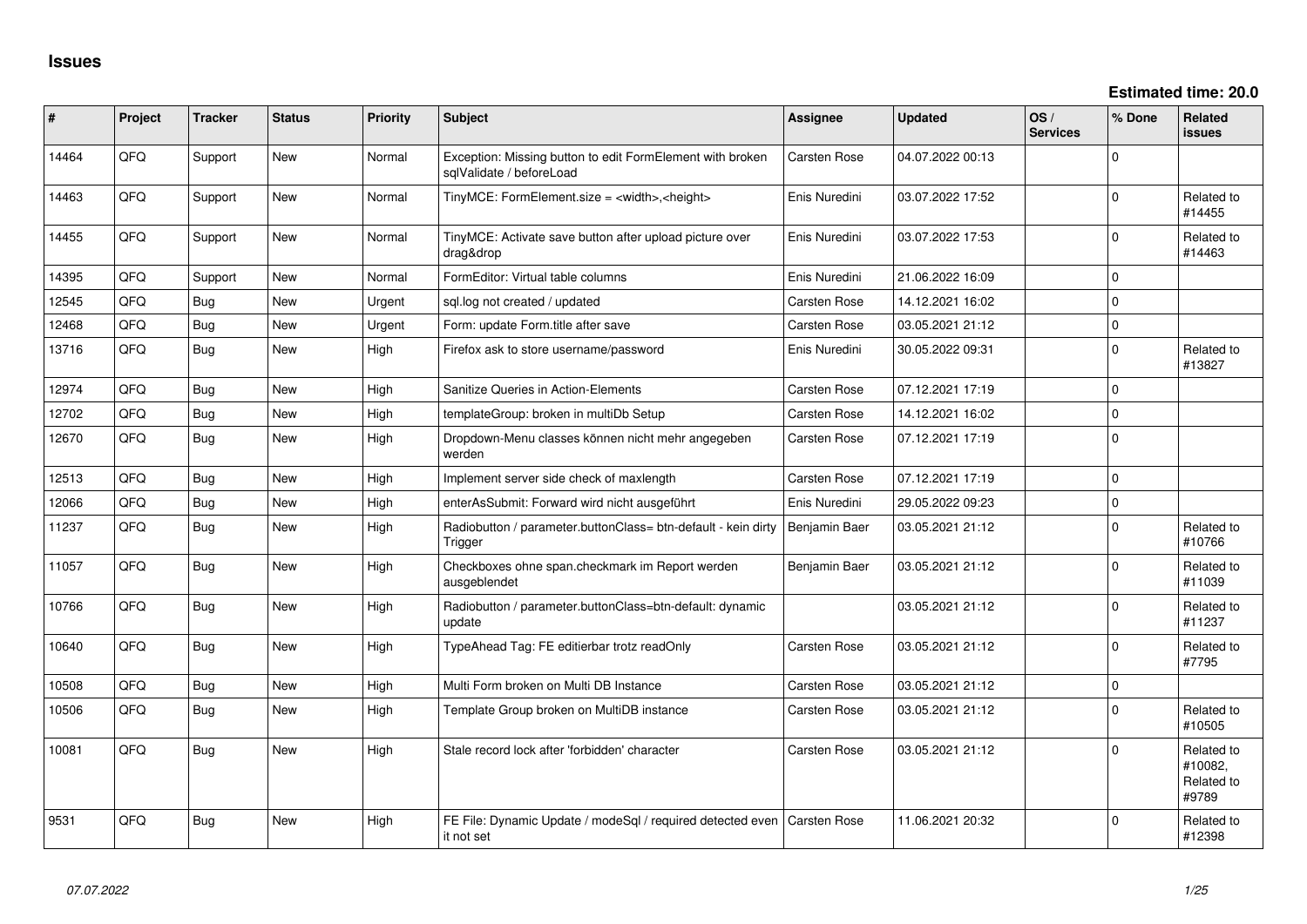# Issues

**Estimated time: 20.0**

| # | Project | Tracker | Status | Priority | Subject | Assignee | Updated | OS / Services | % Done | Related issues |
|---|---|---|---|---|---|---|---|---|---|---|
| 14464 | QFQ | Support | New | Normal | Exception: Missing button to edit FormElement with broken sqlValidate / beforeLoad | Carsten Rose | 04.07.2022 00:13 | | 0 | |
| 14463 | QFQ | Support | New | Normal | TinyMCE: FormElement.size = <width>,<height> | Enis Nuredini | 03.07.2022 17:52 | | 0 | Related to #14455 |
| 14455 | QFQ | Support | New | Normal | TinyMCE: Activate save button after upload picture over drag&drop | Enis Nuredini | 03.07.2022 17:53 | | 0 | Related to #14463 |
| 14395 | QFQ | Support | New | Normal | FormEditor: Virtual table columns | Enis Nuredini | 21.06.2022 16:09 | | 0 | |
| 12545 | QFQ | Bug | New | Urgent | sql.log not created / updated | Carsten Rose | 14.12.2021 16:02 | | 0 | |
| 12468 | QFQ | Bug | New | Urgent | Form: update Form.title after save | Carsten Rose | 03.05.2021 21:12 | | 0 | |
| 13716 | QFQ | Bug | New | High | Firefox ask to store username/password | Enis Nuredini | 30.05.2022 09:31 | | 0 | Related to #13827 |
| 12974 | QFQ | Bug | New | High | Sanitize Queries in Action-Elements | Carsten Rose | 07.12.2021 17:19 | | 0 | |
| 12702 | QFQ | Bug | New | High | templateGroup: broken in multiDb Setup | Carsten Rose | 14.12.2021 16:02 | | 0 | |
| 12670 | QFQ | Bug | New | High | Dropdown-Menu classes können nicht mehr angegeben werden | Carsten Rose | 07.12.2021 17:19 | | 0 | |
| 12513 | QFQ | Bug | New | High | Implement server side check of maxlength | Carsten Rose | 07.12.2021 17:19 | | 0 | |
| 12066 | QFQ | Bug | New | High | enterAsSubmit: Forward wird nicht ausgeführt | Enis Nuredini | 29.05.2022 09:23 | | 0 | |
| 11237 | QFQ | Bug | New | High | Radiobutton / parameter.buttonClass= btn-default - kein dirty Trigger | Benjamin Baer | 03.05.2021 21:12 | | 0 | Related to #10766 |
| 11057 | QFQ | Bug | New | High | Checkboxes ohne span.checkmark im Report werden ausgeblendet | Benjamin Baer | 03.05.2021 21:12 | | 0 | Related to #11039 |
| 10766 | QFQ | Bug | New | High | Radiobutton / parameter.buttonClass=btn-default: dynamic update | | 03.05.2021 21:12 | | 0 | Related to #11237 |
| 10640 | QFQ | Bug | New | High | TypeAhead Tag: FE editierbar trotz readOnly | Carsten Rose | 03.05.2021 21:12 | | 0 | Related to #7795 |
| 10508 | QFQ | Bug | New | High | Multi Form broken on Multi DB Instance | Carsten Rose | 03.05.2021 21:12 | | 0 | |
| 10506 | QFQ | Bug | New | High | Template Group broken on MultiDB instance | Carsten Rose | 03.05.2021 21:12 | | 0 | Related to #10505 |
| 10081 | QFQ | Bug | New | High | Stale record lock after 'forbidden' character | Carsten Rose | 03.05.2021 21:12 | | 0 | Related to #10082, Related to #9789 |
| 9531 | QFQ | Bug | New | High | FE File: Dynamic Update / modeSql / required detected even it not set | Carsten Rose | 11.06.2021 20:32 | | 0 | Related to #12398 |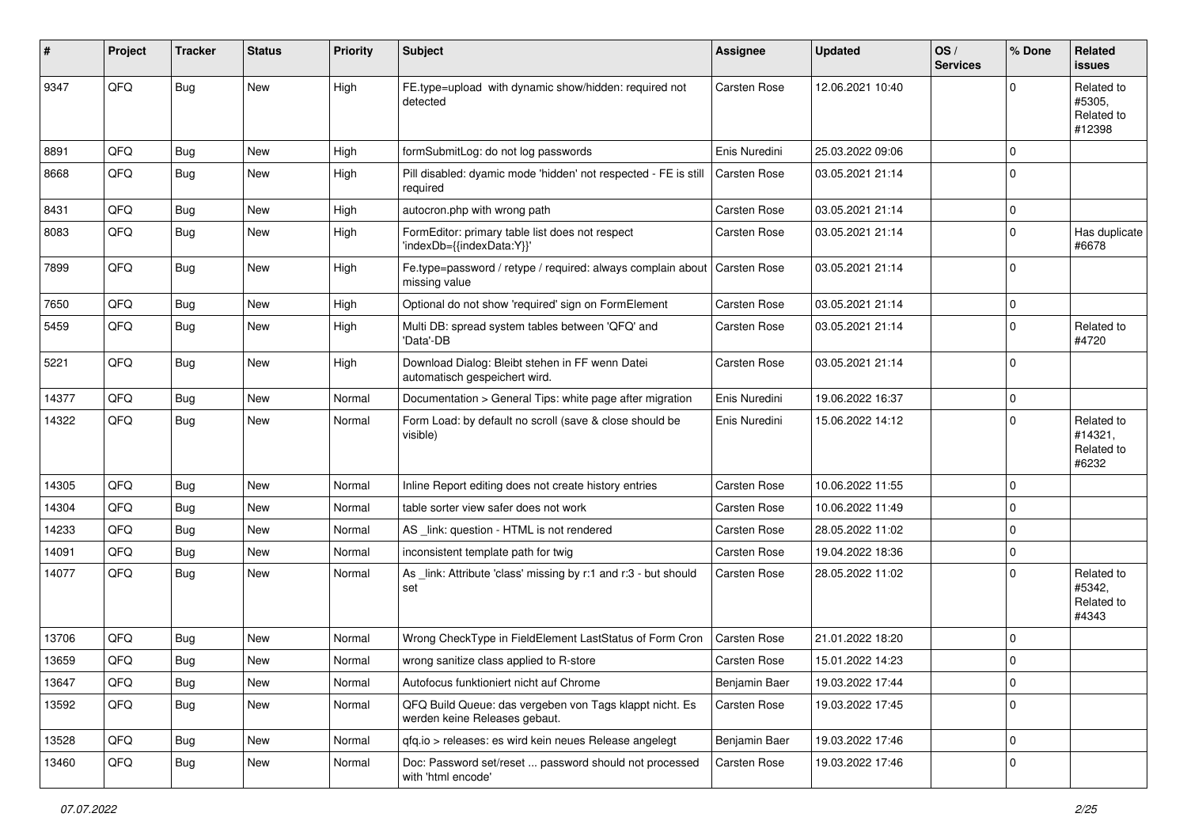| # | Project | Tracker | Status | Priority | Subject | Assignee | Updated | OS / Services | % Done | Related issues |
|---|---|---|---|---|---|---|---|---|---|---|
| 9347 | QFQ | Bug | New | High | FE.type=upload with dynamic show/hidden: required not detected | Carsten Rose | 12.06.2021 10:40 | | 0 | Related to #5305, Related to #12398 |
| 8891 | QFQ | Bug | New | High | formSubmitLog: do not log passwords | Enis Nuredini | 25.03.2022 09:06 | | 0 | |
| 8668 | QFQ | Bug | New | High | Pill disabled: dyamic mode 'hidden' not respected - FE is still required | Carsten Rose | 03.05.2021 21:14 | | 0 | |
| 8431 | QFQ | Bug | New | High | autocron.php with wrong path | Carsten Rose | 03.05.2021 21:14 | | 0 | |
| 8083 | QFQ | Bug | New | High | FormEditor: primary table list does not respect 'indexDb={{indexData:Y}}' | Carsten Rose | 03.05.2021 21:14 | | 0 | Has duplicate #6678 |
| 7899 | QFQ | Bug | New | High | Fe.type=password / retype / required: always complain about missing value | Carsten Rose | 03.05.2021 21:14 | | 0 | |
| 7650 | QFQ | Bug | New | High | Optional do not show 'required' sign on FormElement | Carsten Rose | 03.05.2021 21:14 | | 0 | |
| 5459 | QFQ | Bug | New | High | Multi DB: spread system tables between 'QFQ' and 'Data'-DB | Carsten Rose | 03.05.2021 21:14 | | 0 | Related to #4720 |
| 5221 | QFQ | Bug | New | High | Download Dialog: Bleibt stehen in FF wenn Datei automatisch gespeichert wird. | Carsten Rose | 03.05.2021 21:14 | | 0 | |
| 14377 | QFQ | Bug | New | Normal | Documentation > General Tips: white page after migration | Enis Nuredini | 19.06.2022 16:37 | | 0 | |
| 14322 | QFQ | Bug | New | Normal | Form Load: by default no scroll (save & close should be visible) | Enis Nuredini | 15.06.2022 14:12 | | 0 | Related to #14321, Related to #6232 |
| 14305 | QFQ | Bug | New | Normal | Inline Report editing does not create history entries | Carsten Rose | 10.06.2022 11:55 | | 0 | |
| 14304 | QFQ | Bug | New | Normal | table sorter view safer does not work | Carsten Rose | 10.06.2022 11:49 | | 0 | |
| 14233 | QFQ | Bug | New | Normal | AS _link: question - HTML is not rendered | Carsten Rose | 28.05.2022 11:02 | | 0 | |
| 14091 | QFQ | Bug | New | Normal | inconsistent template path for twig | Carsten Rose | 19.04.2022 18:36 | | 0 | |
| 14077 | QFQ | Bug | New | Normal | As _link: Attribute 'class' missing by r:1 and r:3 - but should set | Carsten Rose | 28.05.2022 11:02 | | 0 | Related to #5342, Related to #4343 |
| 13706 | QFQ | Bug | New | Normal | Wrong CheckType in FieldElement LastStatus of Form Cron | Carsten Rose | 21.01.2022 18:20 | | 0 | |
| 13659 | QFQ | Bug | New | Normal | wrong sanitize class applied to R-store | Carsten Rose | 15.01.2022 14:23 | | 0 | |
| 13647 | QFQ | Bug | New | Normal | Autofocus funktioniert nicht auf Chrome | Benjamin Baer | 19.03.2022 17:44 | | 0 | |
| 13592 | QFQ | Bug | New | Normal | QFQ Build Queue: das vergeben von Tags klappt nicht. Es werden keine Releases gebaut. | Carsten Rose | 19.03.2022 17:45 | | 0 | |
| 13528 | QFQ | Bug | New | Normal | qfq.io > releases: es wird kein neues Release angelegt | Benjamin Baer | 19.03.2022 17:46 | | 0 | |
| 13460 | QFQ | Bug | New | Normal | Doc: Password set/reset ... password should not processed with 'html encode' | Carsten Rose | 19.03.2022 17:46 | | 0 | |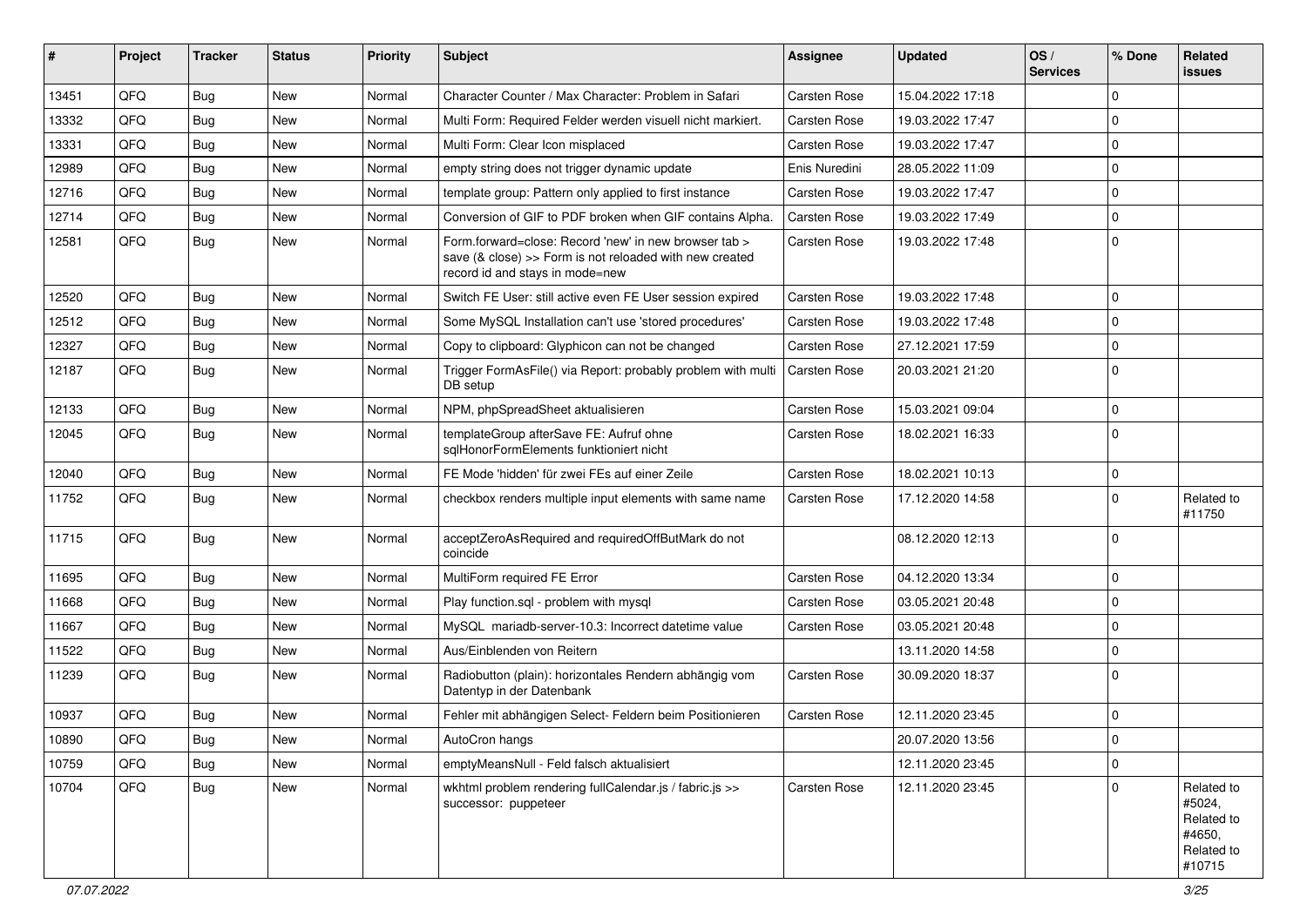| # | Project | Tracker | Status | Priority | Subject | Assignee | Updated | OS / Services | % Done | Related issues |
|---|---|---|---|---|---|---|---|---|---|---|
| 13451 | QFQ | Bug | New | Normal | Character Counter / Max Character: Problem in Safari | Carsten Rose | 15.04.2022 17:18 | | 0 | |
| 13332 | QFQ | Bug | New | Normal | Multi Form: Required Felder werden visuell nicht markiert. | Carsten Rose | 19.03.2022 17:47 | | 0 | |
| 13331 | QFQ | Bug | New | Normal | Multi Form: Clear Icon misplaced | Carsten Rose | 19.03.2022 17:47 | | 0 | |
| 12989 | QFQ | Bug | New | Normal | empty string does not trigger dynamic update | Enis Nuredini | 28.05.2022 11:09 | | 0 | |
| 12716 | QFQ | Bug | New | Normal | template group: Pattern only applied to first instance | Carsten Rose | 19.03.2022 17:47 | | 0 | |
| 12714 | QFQ | Bug | New | Normal | Conversion of GIF to PDF broken when GIF contains Alpha. | Carsten Rose | 19.03.2022 17:49 | | 0 | |
| 12581 | QFQ | Bug | New | Normal | Form.forward=close: Record 'new' in new browser tab > save (& close) >> Form is not reloaded with new created record id and stays in mode=new | Carsten Rose | 19.03.2022 17:48 | | 0 | |
| 12520 | QFQ | Bug | New | Normal | Switch FE User: still active even FE User session expired | Carsten Rose | 19.03.2022 17:48 | | 0 | |
| 12512 | QFQ | Bug | New | Normal | Some MySQL Installation can't use 'stored procedures' | Carsten Rose | 19.03.2022 17:48 | | 0 | |
| 12327 | QFQ | Bug | New | Normal | Copy to clipboard: Glyphicon can not be changed | Carsten Rose | 27.12.2021 17:59 | | 0 | |
| 12187 | QFQ | Bug | New | Normal | Trigger FormAsFile() via Report: probably problem with multi DB setup | Carsten Rose | 20.03.2021 21:20 | | 0 | |
| 12133 | QFQ | Bug | New | Normal | NPM, phpSpreadSheet aktualisieren | Carsten Rose | 15.03.2021 09:04 | | 0 | |
| 12045 | QFQ | Bug | New | Normal | templateGroup afterSave FE: Aufruf ohne sqlHonorFormElements funktioniert nicht | Carsten Rose | 18.02.2021 16:33 | | 0 | |
| 12040 | QFQ | Bug | New | Normal | FE Mode 'hidden' für zwei FEs auf einer Zeile | Carsten Rose | 18.02.2021 10:13 | | 0 | |
| 11752 | QFQ | Bug | New | Normal | checkbox renders multiple input elements with same name | Carsten Rose | 17.12.2020 14:58 | | 0 | Related to #11750 |
| 11715 | QFQ | Bug | New | Normal | acceptZeroAsRequired and requiredOffButMark do not coincide | | 08.12.2020 12:13 | | 0 | |
| 11695 | QFQ | Bug | New | Normal | MultiForm required FE Error | Carsten Rose | 04.12.2020 13:34 | | 0 | |
| 11668 | QFQ | Bug | New | Normal | Play function.sql - problem with mysql | Carsten Rose | 03.05.2021 20:48 | | 0 | |
| 11667 | QFQ | Bug | New | Normal | MySQL mariadb-server-10.3: Incorrect datetime value | Carsten Rose | 03.05.2021 20:48 | | 0 | |
| 11522 | QFQ | Bug | New | Normal | Aus/Einblenden von Reitern | | 13.11.2020 14:58 | | 0 | |
| 11239 | QFQ | Bug | New | Normal | Radiobutton (plain): horizontales Rendern abhängig vom Datentyp in der Datenbank | Carsten Rose | 30.09.2020 18:37 | | 0 | |
| 10937 | QFQ | Bug | New | Normal | Fehler mit abhängigen Select- Feldern beim Positionieren | Carsten Rose | 12.11.2020 23:45 | | 0 | |
| 10890 | QFQ | Bug | New | Normal | AutoCron hangs | | 20.07.2020 13:56 | | 0 | |
| 10759 | QFQ | Bug | New | Normal | emptyMeansNull - Feld falsch aktualisiert | | 12.11.2020 23:45 | | 0 | |
| 10704 | QFQ | Bug | New | Normal | wkhtml problem rendering fullCalendar.js / fabric.js >> successor: puppeteer | Carsten Rose | 12.11.2020 23:45 | | 0 | Related to #5024, Related to #4650, Related to #10715 |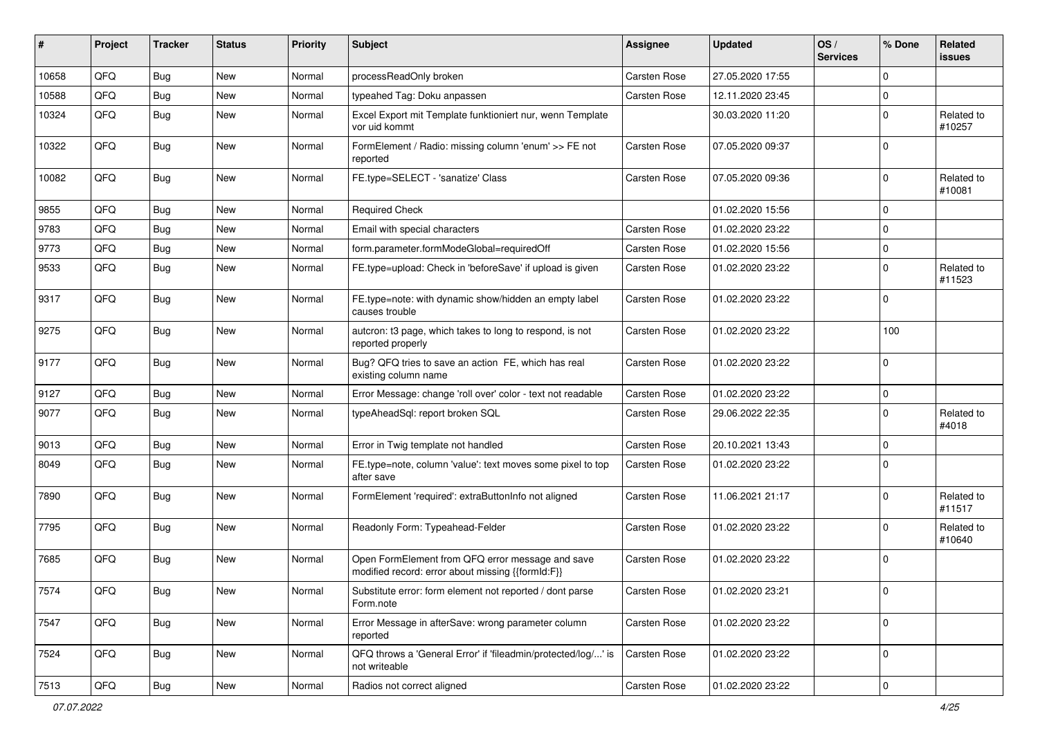| # | Project | Tracker | Status | Priority | Subject | Assignee | Updated | OS / Services | % Done | Related issues |
|---|---|---|---|---|---|---|---|---|---|---|
| 10658 | QFQ | Bug | New | Normal | processReadOnly broken | Carsten Rose | 27.05.2020 17:55 | | 0 | |
| 10588 | QFQ | Bug | New | Normal | typeahed Tag: Doku anpassen | Carsten Rose | 12.11.2020 23:45 | | 0 | |
| 10324 | QFQ | Bug | New | Normal | Excel Export mit Template funktioniert nur, wenn Template vor uid kommt | | 30.03.2020 11:20 | | 0 | Related to #10257 |
| 10322 | QFQ | Bug | New | Normal | FormElement / Radio: missing column 'enum' >> FE not reported | Carsten Rose | 07.05.2020 09:37 | | 0 | |
| 10082 | QFQ | Bug | New | Normal | FE.type=SELECT - 'sanatize' Class | Carsten Rose | 07.05.2020 09:36 | | 0 | Related to #10081 |
| 9855 | QFQ | Bug | New | Normal | Required Check | | 01.02.2020 15:56 | | 0 | |
| 9783 | QFQ | Bug | New | Normal | Email with special characters | Carsten Rose | 01.02.2020 23:22 | | 0 | |
| 9773 | QFQ | Bug | New | Normal | form.parameter.formModeGlobal=requiredOff | Carsten Rose | 01.02.2020 15:56 | | 0 | |
| 9533 | QFQ | Bug | New | Normal | FE.type=upload: Check in 'beforeSave' if upload is given | Carsten Rose | 01.02.2020 23:22 | | 0 | Related to #11523 |
| 9317 | QFQ | Bug | New | Normal | FE.type=note: with dynamic show/hidden an empty label causes trouble | Carsten Rose | 01.02.2020 23:22 | | 0 | |
| 9275 | QFQ | Bug | New | Normal | autcron: t3 page, which takes to long to respond, is not reported properly | Carsten Rose | 01.02.2020 23:22 | | 100 | |
| 9177 | QFQ | Bug | New | Normal | Bug? QFQ tries to save an action FE, which has real existing column name | Carsten Rose | 01.02.2020 23:22 | | 0 | |
| 9127 | QFQ | Bug | New | Normal | Error Message: change 'roll over' color - text not readable | Carsten Rose | 01.02.2020 23:22 | | 0 | |
| 9077 | QFQ | Bug | New | Normal | typeAheadSql: report broken SQL | Carsten Rose | 29.06.2022 22:35 | | 0 | Related to #4018 |
| 9013 | QFQ | Bug | New | Normal | Error in Twig template not handled | Carsten Rose | 20.10.2021 13:43 | | 0 | |
| 8049 | QFQ | Bug | New | Normal | FE.type=note, column 'value': text moves some pixel to top after save | Carsten Rose | 01.02.2020 23:22 | | 0 | |
| 7890 | QFQ | Bug | New | Normal | FormElement 'required': extraButtonInfo not aligned | Carsten Rose | 11.06.2021 21:17 | | 0 | Related to #11517 |
| 7795 | QFQ | Bug | New | Normal | Readonly Form: Typeahead-Felder | Carsten Rose | 01.02.2020 23:22 | | 0 | Related to #10640 |
| 7685 | QFQ | Bug | New | Normal | Open FormElement from QFQ error message and save modified record: error about missing {{formId:F}} | Carsten Rose | 01.02.2020 23:22 | | 0 | |
| 7574 | QFQ | Bug | New | Normal | Substitute error: form element not reported / dont parse Form.note | Carsten Rose | 01.02.2020 23:21 | | 0 | |
| 7547 | QFQ | Bug | New | Normal | Error Message in afterSave: wrong parameter column reported | Carsten Rose | 01.02.2020 23:22 | | 0 | |
| 7524 | QFQ | Bug | New | Normal | QFQ throws a 'General Error' if 'fileadmin/protected/log/...' is not writeable | Carsten Rose | 01.02.2020 23:22 | | 0 | |
| 7513 | QFQ | Bug | New | Normal | Radios not correct aligned | Carsten Rose | 01.02.2020 23:22 | | 0 | |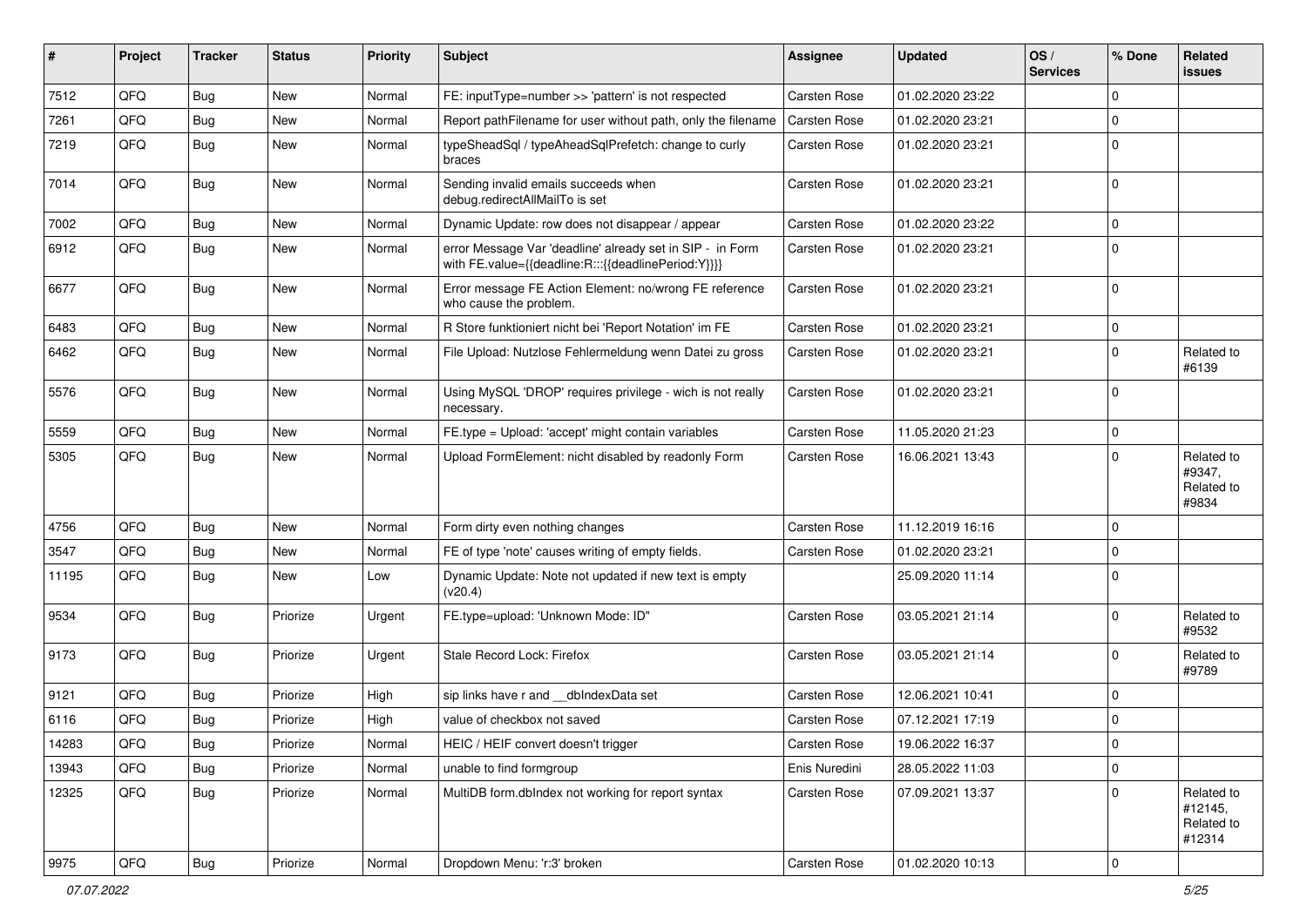| # | Project | Tracker | Status | Priority | Subject | Assignee | Updated | OS / Services | % Done | Related issues |
|---|---|---|---|---|---|---|---|---|---|---|
| 7512 | QFQ | Bug | New | Normal | FE: inputType=number >> 'pattern' is not respected | Carsten Rose | 01.02.2020 23:22 | | 0 | |
| 7261 | QFQ | Bug | New | Normal | Report pathFilename for user without path, only the filename | Carsten Rose | 01.02.2020 23:21 | | 0 | |
| 7219 | QFQ | Bug | New | Normal | typeSheadSql / typeAheadSqlPrefetch: change to curly braces | Carsten Rose | 01.02.2020 23:21 | | 0 | |
| 7014 | QFQ | Bug | New | Normal | Sending invalid emails succeeds when debug.redirectAllMailTo is set | Carsten Rose | 01.02.2020 23:21 | | 0 | |
| 7002 | QFQ | Bug | New | Normal | Dynamic Update: row does not disappear / appear | Carsten Rose | 01.02.2020 23:22 | | 0 | |
| 6912 | QFQ | Bug | New | Normal | error Message Var 'deadline' already set in SIP - in Form with FE.value={{deadline:R:::{{deadlinePeriod:Y}}}} | Carsten Rose | 01.02.2020 23:21 | | 0 | |
| 6677 | QFQ | Bug | New | Normal | Error message FE Action Element: no/wrong FE reference who cause the problem. | Carsten Rose | 01.02.2020 23:21 | | 0 | |
| 6483 | QFQ | Bug | New | Normal | R Store funktioniert nicht bei 'Report Notation' im FE | Carsten Rose | 01.02.2020 23:21 | | 0 | |
| 6462 | QFQ | Bug | New | Normal | File Upload: Nutzlose Fehlermeldung wenn Datei zu gross | Carsten Rose | 01.02.2020 23:21 | | 0 | Related to #6139 |
| 5576 | QFQ | Bug | New | Normal | Using MySQL 'DROP' requires privilege - wich is not really necessary. | Carsten Rose | 01.02.2020 23:21 | | 0 | |
| 5559 | QFQ | Bug | New | Normal | FE.type = Upload: 'accept' might contain variables | Carsten Rose | 11.05.2020 21:23 | | 0 | |
| 5305 | QFQ | Bug | New | Normal | Upload FormElement: nicht disabled by readonly Form | Carsten Rose | 16.06.2021 13:43 | | 0 | Related to #9347, Related to #9834 |
| 4756 | QFQ | Bug | New | Normal | Form dirty even nothing changes | Carsten Rose | 11.12.2019 16:16 | | 0 | |
| 3547 | QFQ | Bug | New | Normal | FE of type 'note' causes writing of empty fields. | Carsten Rose | 01.02.2020 23:21 | | 0 | |
| 11195 | QFQ | Bug | New | Low | Dynamic Update: Note not updated if new text is empty (v20.4) | | 25.09.2020 11:14 | | 0 | |
| 9534 | QFQ | Bug | Priorize | Urgent | FE.type=upload: 'Unknown Mode: ID" | Carsten Rose | 03.05.2021 21:14 | | 0 | Related to #9532 |
| 9173 | QFQ | Bug | Priorize | Urgent | Stale Record Lock: Firefox | Carsten Rose | 03.05.2021 21:14 | | 0 | Related to #9789 |
| 9121 | QFQ | Bug | Priorize | High | sip links have r and __dbIndexData set | Carsten Rose | 12.06.2021 10:41 | | 0 | |
| 6116 | QFQ | Bug | Priorize | High | value of checkbox not saved | Carsten Rose | 07.12.2021 17:19 | | 0 | |
| 14283 | QFQ | Bug | Priorize | Normal | HEIC / HEIF convert doesn't trigger | Carsten Rose | 19.06.2022 16:37 | | 0 | |
| 13943 | QFQ | Bug | Priorize | Normal | unable to find formgroup | Enis Nuredini | 28.05.2022 11:03 | | 0 | |
| 12325 | QFQ | Bug | Priorize | Normal | MultiDB form.dbIndex not working for report syntax | Carsten Rose | 07.09.2021 13:37 | | 0 | Related to #12145, Related to #12314 |
| 9975 | QFQ | Bug | Priorize | Normal | Dropdown Menu: 'r:3' broken | Carsten Rose | 01.02.2020 10:13 | | 0 | |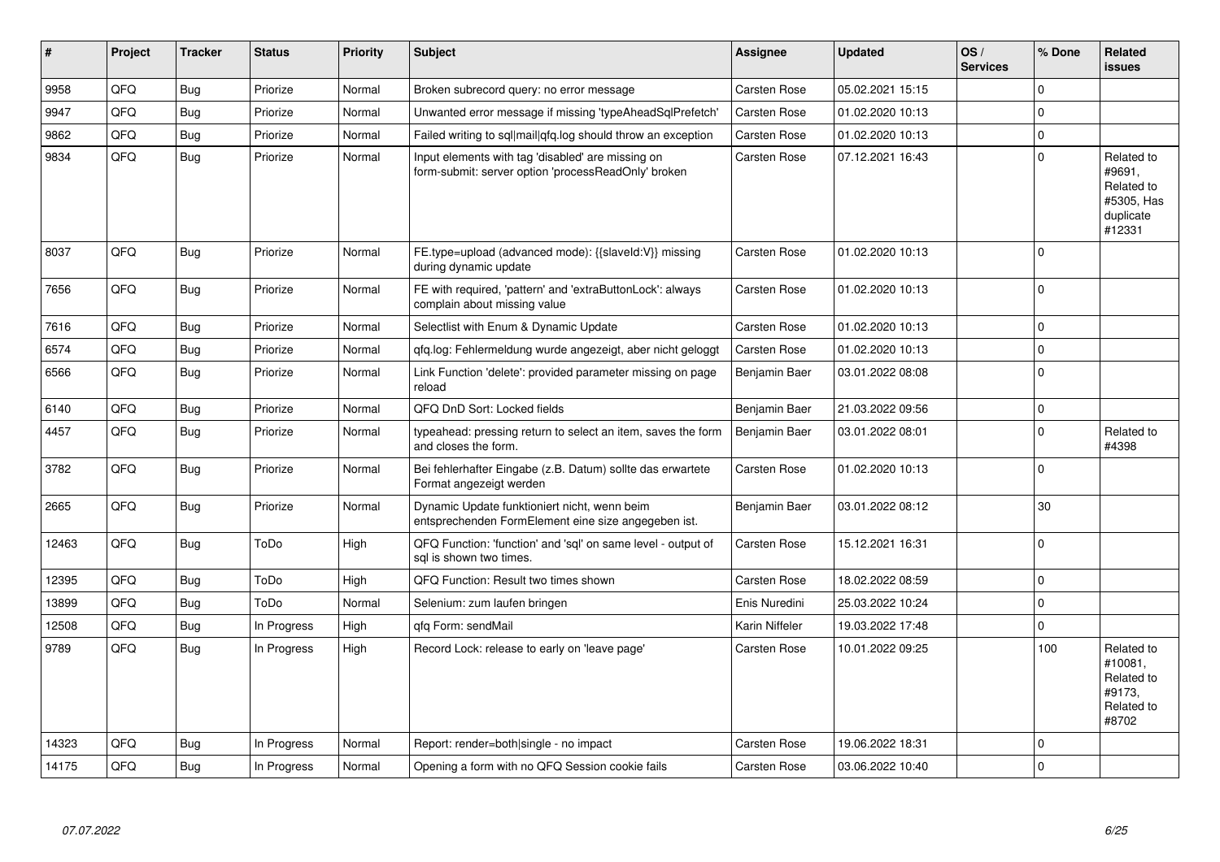| # | Project | Tracker | Status | Priority | Subject | Assignee | Updated | OS / Services | % Done | Related issues |
|---|---|---|---|---|---|---|---|---|---|---|
| 9958 | QFQ | Bug | Priorize | Normal | Broken subrecord query: no error message | Carsten Rose | 05.02.2021 15:15 | | 0 | |
| 9947 | QFQ | Bug | Priorize | Normal | Unwanted error message if missing 'typeAheadSqlPrefetch' | Carsten Rose | 01.02.2020 10:13 | | 0 | |
| 9862 | QFQ | Bug | Priorize | Normal | Failed writing to sql\|mail\|qfq.log should throw an exception | Carsten Rose | 01.02.2020 10:13 | | 0 | |
| 9834 | QFQ | Bug | Priorize | Normal | Input elements with tag 'disabled' are missing on form-submit: server option 'processReadOnly' broken | Carsten Rose | 07.12.2021 16:43 | | 0 | Related to #9691, Related to #5305, Has duplicate #12331 |
| 8037 | QFQ | Bug | Priorize | Normal | FE.type=upload (advanced mode): {{slaveId:V}} missing during dynamic update | Carsten Rose | 01.02.2020 10:13 | | 0 | |
| 7656 | QFQ | Bug | Priorize | Normal | FE with required, 'pattern' and 'extraButtonLock': always complain about missing value | Carsten Rose | 01.02.2020 10:13 | | 0 | |
| 7616 | QFQ | Bug | Priorize | Normal | Selectlist with Enum & Dynamic Update | Carsten Rose | 01.02.2020 10:13 | | 0 | |
| 6574 | QFQ | Bug | Priorize | Normal | qfq.log: Fehlermeldung wurde angezeigt, aber nicht geloggt | Carsten Rose | 01.02.2020 10:13 | | 0 | |
| 6566 | QFQ | Bug | Priorize | Normal | Link Function 'delete': provided parameter missing on page reload | Benjamin Baer | 03.01.2022 08:08 | | 0 | |
| 6140 | QFQ | Bug | Priorize | Normal | QFQ DnD Sort: Locked fields | Benjamin Baer | 21.03.2022 09:56 | | 0 | |
| 4457 | QFQ | Bug | Priorize | Normal | typeahead: pressing return to select an item, saves the form and closes the form. | Benjamin Baer | 03.01.2022 08:01 | | 0 | Related to #4398 |
| 3782 | QFQ | Bug | Priorize | Normal | Bei fehlerhafter Eingabe (z.B. Datum) sollte das erwartete Format angezeigt werden | Carsten Rose | 01.02.2020 10:13 | | 0 | |
| 2665 | QFQ | Bug | Priorize | Normal | Dynamic Update funktioniert nicht, wenn beim entsprechenden FormElement eine size angegeben ist. | Benjamin Baer | 03.01.2022 08:12 | | 30 | |
| 12463 | QFQ | Bug | ToDo | High | QFQ Function: 'function' and 'sql' on same level - output of sql is shown two times. | Carsten Rose | 15.12.2021 16:31 | | 0 | |
| 12395 | QFQ | Bug | ToDo | High | QFQ Function: Result two times shown | Carsten Rose | 18.02.2022 08:59 | | 0 | |
| 13899 | QFQ | Bug | ToDo | Normal | Selenium: zum laufen bringen | Enis Nuredini | 25.03.2022 10:24 | | 0 | |
| 12508 | QFQ | Bug | In Progress | High | qfq Form: sendMail | Karin Niffeler | 19.03.2022 17:48 | | 0 | |
| 9789 | QFQ | Bug | In Progress | High | Record Lock: release to early on 'leave page' | Carsten Rose | 10.01.2022 09:25 | | 100 | Related to #10081, Related to #9173, Related to #8702 |
| 14323 | QFQ | Bug | In Progress | Normal | Report: render=both\|single - no impact | Carsten Rose | 19.06.2022 18:31 | | 0 | |
| 14175 | QFQ | Bug | In Progress | Normal | Opening a form with no QFQ Session cookie fails | Carsten Rose | 03.06.2022 10:40 | | 0 | |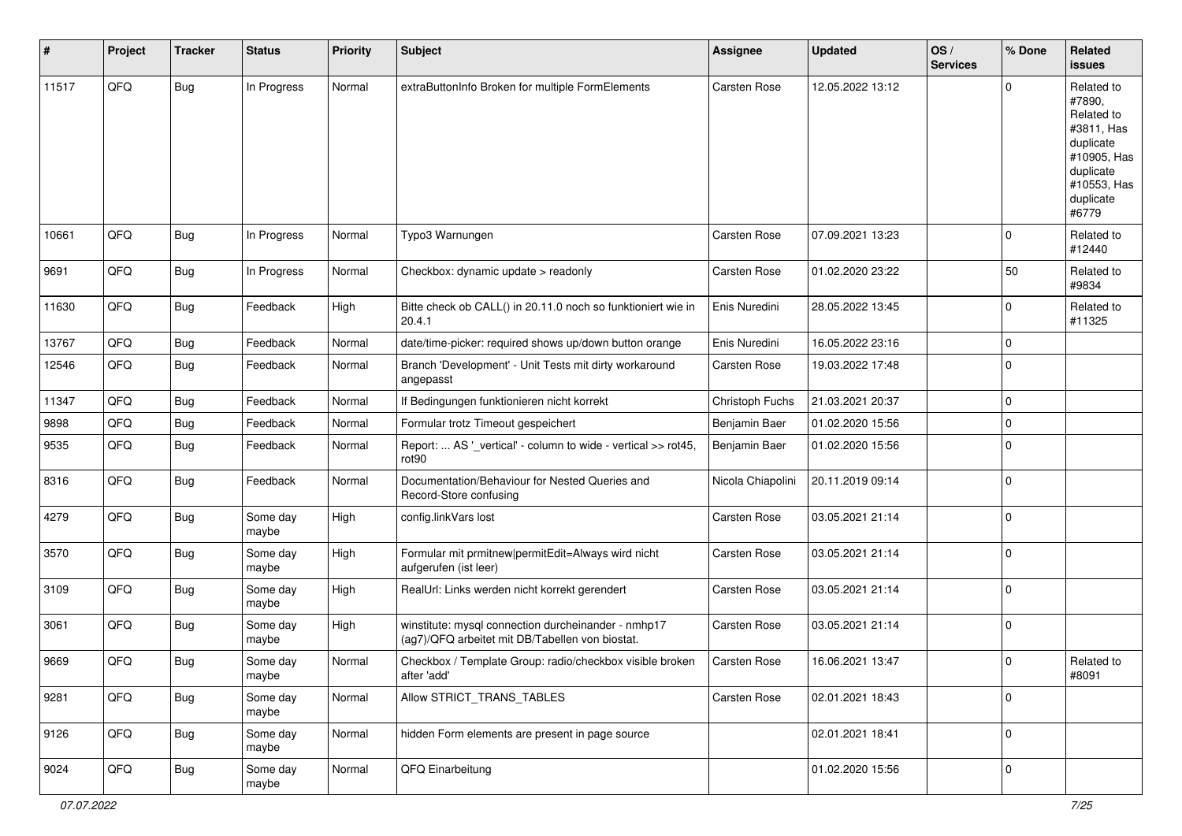| # | Project | Tracker | Status | Priority | Subject | Assignee | Updated | OS / Services | % Done | Related issues |
|---|---|---|---|---|---|---|---|---|---|---|
| 11517 | QFQ | Bug | In Progress | Normal | extraButtonInfo Broken for multiple FormElements | Carsten Rose | 12.05.2022 13:12 | | 0 | Related to #7890, Related to #3811, Has duplicate #10905, Has duplicate #10553, Has duplicate #6779 |
| 10661 | QFQ | Bug | In Progress | Normal | Typo3 Warnungen | Carsten Rose | 07.09.2021 13:23 | | 0 | Related to #12440 |
| 9691 | QFQ | Bug | In Progress | Normal | Checkbox: dynamic update > readonly | Carsten Rose | 01.02.2020 23:22 | | 50 | Related to #9834 |
| 11630 | QFQ | Bug | Feedback | High | Bitte check ob CALL() in 20.11.0 noch so funktioniert wie in 20.4.1 | Enis Nuredini | 28.05.2022 13:45 | | 0 | Related to #11325 |
| 13767 | QFQ | Bug | Feedback | Normal | date/time-picker: required shows up/down button orange | Enis Nuredini | 16.05.2022 23:16 | | 0 | |
| 12546 | QFQ | Bug | Feedback | Normal | Branch 'Development' - Unit Tests mit dirty workaround angepasst | Carsten Rose | 19.03.2022 17:48 | | 0 | |
| 11347 | QFQ | Bug | Feedback | Normal | If Bedingungen funktionieren nicht korrekt | Christoph Fuchs | 21.03.2021 20:37 | | 0 | |
| 9898 | QFQ | Bug | Feedback | Normal | Formular trotz Timeout gespeichert | Benjamin Baer | 01.02.2020 15:56 | | 0 | |
| 9535 | QFQ | Bug | Feedback | Normal | Report: ... AS '_vertical' - column to wide - vertical >> rot45, rot90 | Benjamin Baer | 01.02.2020 15:56 | | 0 | |
| 8316 | QFQ | Bug | Feedback | Normal | Documentation/Behaviour for Nested Queries and Record-Store confusing | Nicola Chiapolini | 20.11.2019 09:14 | | 0 | |
| 4279 | QFQ | Bug | Some day maybe | High | config.linkVars lost | Carsten Rose | 03.05.2021 21:14 | | 0 | |
| 3570 | QFQ | Bug | Some day maybe | High | Formular mit prmitnew\|permitEdit=Always wird nicht aufgerufen (ist leer) | Carsten Rose | 03.05.2021 21:14 | | 0 | |
| 3109 | QFQ | Bug | Some day maybe | High | RealUrl: Links werden nicht korrekt gerendert | Carsten Rose | 03.05.2021 21:14 | | 0 | |
| 3061 | QFQ | Bug | Some day maybe | High | winstitute: mysql connection durcheinander - nmhp17 (ag7)/QFQ arbeitet mit DB/Tabellen von biostat. | Carsten Rose | 03.05.2021 21:14 | | 0 | |
| 9669 | QFQ | Bug | Some day maybe | Normal | Checkbox / Template Group: radio/checkbox visible broken after 'add' | Carsten Rose | 16.06.2021 13:47 | | 0 | Related to #8091 |
| 9281 | QFQ | Bug | Some day maybe | Normal | Allow STRICT_TRANS_TABLES | Carsten Rose | 02.01.2021 18:43 | | 0 | |
| 9126 | QFQ | Bug | Some day maybe | Normal | hidden Form elements are present in page source | | 02.01.2021 18:41 | | 0 | |
| 9024 | QFQ | Bug | Some day maybe | Normal | QFQ Einarbeitung | | 01.02.2020 15:56 | | 0 | |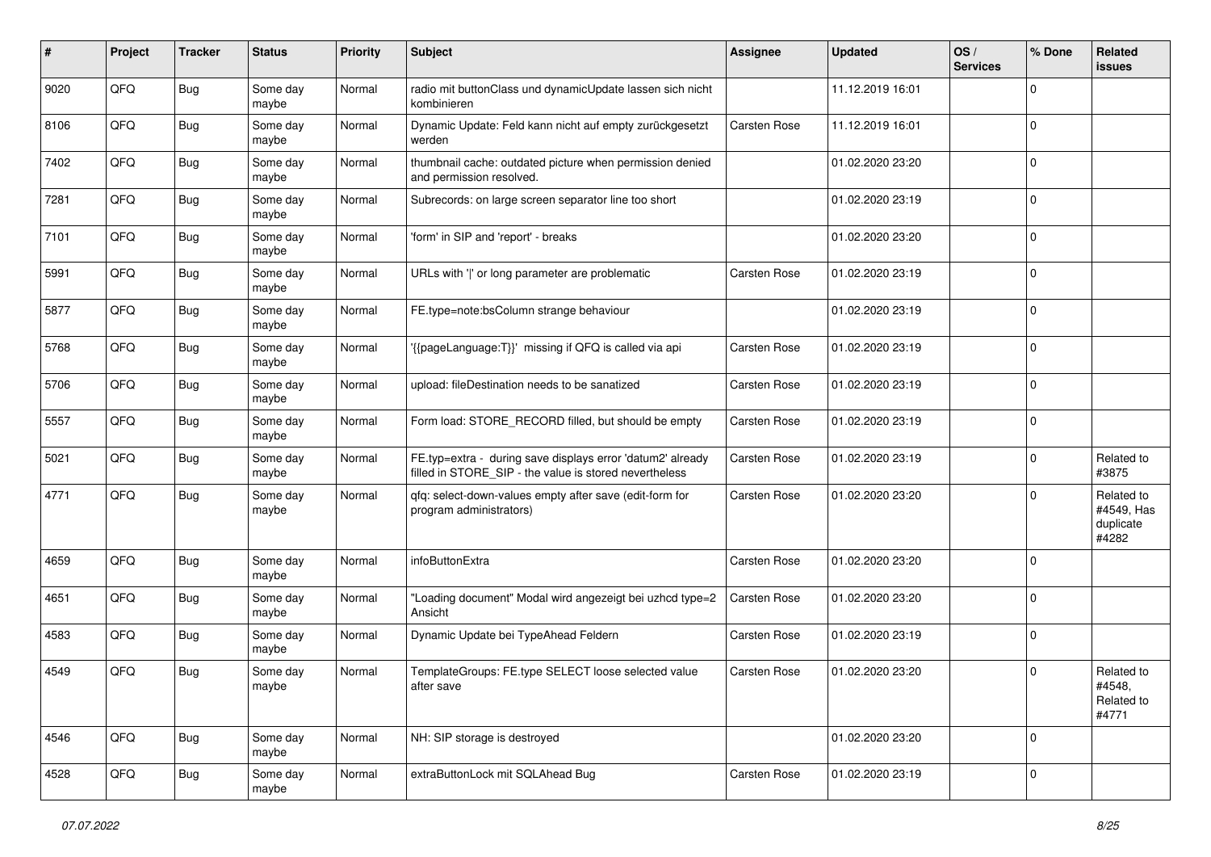| # | Project | Tracker | Status | Priority | Subject | Assignee | Updated | OS / Services | % Done | Related issues |
|---|---|---|---|---|---|---|---|---|---|---|
| 9020 | QFQ | Bug | Some day maybe | Normal | radio mit buttonClass und dynamicUpdate lassen sich nicht kombinieren | | 11.12.2019 16:01 | | 0 | |
| 8106 | QFQ | Bug | Some day maybe | Normal | Dynamic Update: Feld kann nicht auf empty zurückgesetzt werden | Carsten Rose | 11.12.2019 16:01 | | 0 | |
| 7402 | QFQ | Bug | Some day maybe | Normal | thumbnail cache: outdated picture when permission denied and permission resolved. | | 01.02.2020 23:20 | | 0 | |
| 7281 | QFQ | Bug | Some day maybe | Normal | Subrecords: on large screen separator line too short | | 01.02.2020 23:19 | | 0 | |
| 7101 | QFQ | Bug | Some day maybe | Normal | 'form' in SIP and 'report' - breaks | | 01.02.2020 23:20 | | 0 | |
| 5991 | QFQ | Bug | Some day maybe | Normal | URLs with '\|' or long parameter are problematic | Carsten Rose | 01.02.2020 23:19 | | 0 | |
| 5877 | QFQ | Bug | Some day maybe | Normal | FE.type=note:bsColumn strange behaviour | | 01.02.2020 23:19 | | 0 | |
| 5768 | QFQ | Bug | Some day maybe | Normal | '{{pageLanguage:T}}' missing if QFQ is called via api | Carsten Rose | 01.02.2020 23:19 | | 0 | |
| 5706 | QFQ | Bug | Some day maybe | Normal | upload: fileDestination needs to be sanatized | Carsten Rose | 01.02.2020 23:19 | | 0 | |
| 5557 | QFQ | Bug | Some day maybe | Normal | Form load: STORE_RECORD filled, but should be empty | Carsten Rose | 01.02.2020 23:19 | | 0 | |
| 5021 | QFQ | Bug | Some day maybe | Normal | FE.typ=extra - during save displays error 'datum2' already filled in STORE_SIP - the value is stored nevertheless | Carsten Rose | 01.02.2020 23:19 | | 0 | Related to #3875 |
| 4771 | QFQ | Bug | Some day maybe | Normal | qfq: select-down-values empty after save (edit-form for program administrators) | Carsten Rose | 01.02.2020 23:20 | | 0 | Related to #4549, Has duplicate #4282 |
| 4659 | QFQ | Bug | Some day maybe | Normal | infoButtonExtra | Carsten Rose | 01.02.2020 23:20 | | 0 | |
| 4651 | QFQ | Bug | Some day maybe | Normal | "Loading document" Modal wird angezeigt bei uzhcd type=2 Ansicht | Carsten Rose | 01.02.2020 23:20 | | 0 | |
| 4583 | QFQ | Bug | Some day maybe | Normal | Dynamic Update bei TypeAhead Feldern | Carsten Rose | 01.02.2020 23:19 | | 0 | |
| 4549 | QFQ | Bug | Some day maybe | Normal | TemplateGroups: FE.type SELECT loose selected value after save | Carsten Rose | 01.02.2020 23:20 | | 0 | Related to #4548, Related to #4771 |
| 4546 | QFQ | Bug | Some day maybe | Normal | NH: SIP storage is destroyed | | 01.02.2020 23:20 | | 0 | |
| 4528 | QFQ | Bug | Some day maybe | Normal | extraButtonLock mit SQLAhead Bug | Carsten Rose | 01.02.2020 23:19 | | 0 | |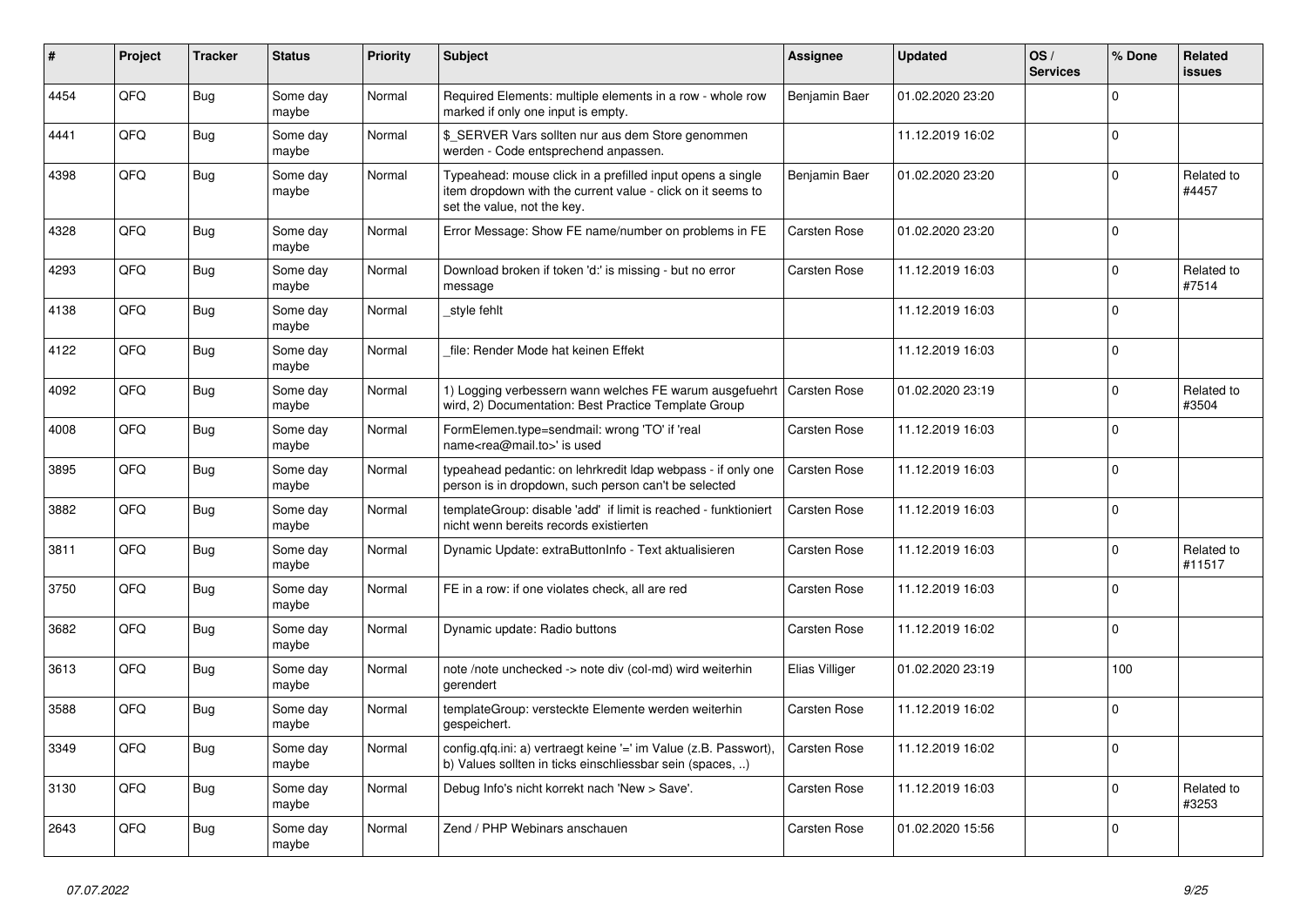| # | Project | Tracker | Status | Priority | Subject | Assignee | Updated | OS / Services | % Done | Related issues |
|---|---|---|---|---|---|---|---|---|---|---|
| 4454 | QFQ | Bug | Some day maybe | Normal | Required Elements: multiple elements in a row - whole row marked if only one input is empty. | Benjamin Baer | 01.02.2020 23:20 | | 0 | |
| 4441 | QFQ | Bug | Some day maybe | Normal | $_SERVER Vars sollten nur aus dem Store genommen werden - Code entsprechend anpassen. | | 11.12.2019 16:02 | | 0 | |
| 4398 | QFQ | Bug | Some day maybe | Normal | Typeahead: mouse click in a prefilled input opens a single item dropdown with the current value - click on it seems to set the value, not the key. | Benjamin Baer | 01.02.2020 23:20 | | 0 | Related to #4457 |
| 4328 | QFQ | Bug | Some day maybe | Normal | Error Message: Show FE name/number on problems in FE | Carsten Rose | 01.02.2020 23:20 | | 0 | |
| 4293 | QFQ | Bug | Some day maybe | Normal | Download broken if token 'd:' is missing - but no error message | Carsten Rose | 11.12.2019 16:03 | | 0 | Related to #7514 |
| 4138 | QFQ | Bug | Some day maybe | Normal | _style fehlt | | 11.12.2019 16:03 | | 0 | |
| 4122 | QFQ | Bug | Some day maybe | Normal | _file: Render Mode hat keinen Effekt | | 11.12.2019 16:03 | | 0 | |
| 4092 | QFQ | Bug | Some day maybe | Normal | 1) Logging verbessern wann welches FE warum ausgefuehrt wird, 2) Documentation: Best Practice Template Group | Carsten Rose | 01.02.2020 23:19 | | 0 | Related to #3504 |
| 4008 | QFQ | Bug | Some day maybe | Normal | FormElemen.type=sendmail: wrong 'TO' if 'real name<rea@mail.to>' is used | Carsten Rose | 11.12.2019 16:03 | | 0 | |
| 3895 | QFQ | Bug | Some day maybe | Normal | typeahead pedantic: on lehrkredit ldap webpass - if only one person is in dropdown, such person can't be selected | Carsten Rose | 11.12.2019 16:03 | | 0 | |
| 3882 | QFQ | Bug | Some day maybe | Normal | templateGroup: disable 'add' if limit is reached - funktioniert nicht wenn bereits records existierten | Carsten Rose | 11.12.2019 16:03 | | 0 | |
| 3811 | QFQ | Bug | Some day maybe | Normal | Dynamic Update: extraButtonInfo - Text aktualisieren | Carsten Rose | 11.12.2019 16:03 | | 0 | Related to #11517 |
| 3750 | QFQ | Bug | Some day maybe | Normal | FE in a row: if one violates check, all are red | Carsten Rose | 11.12.2019 16:03 | | 0 | |
| 3682 | QFQ | Bug | Some day maybe | Normal | Dynamic update: Radio buttons | Carsten Rose | 11.12.2019 16:02 | | 0 | |
| 3613 | QFQ | Bug | Some day maybe | Normal | note /note unchecked -> note div (col-md) wird weiterhin gerendert | Elias Villiger | 01.02.2020 23:19 | | 100 | |
| 3588 | QFQ | Bug | Some day maybe | Normal | templateGroup: versteckte Elemente werden weiterhin gespeichert. | Carsten Rose | 11.12.2019 16:02 | | 0 | |
| 3349 | QFQ | Bug | Some day maybe | Normal | config.qfq.ini: a) vertraegt keine '=' im Value (z.B. Passwort), b) Values sollten in ticks einschliessbar sein (spaces, ..) | Carsten Rose | 11.12.2019 16:02 | | 0 | |
| 3130 | QFQ | Bug | Some day maybe | Normal | Debug Info's nicht korrekt nach 'New > Save'. | Carsten Rose | 11.12.2019 16:03 | | 0 | Related to #3253 |
| 2643 | QFQ | Bug | Some day maybe | Normal | Zend / PHP Webinars anschauen | Carsten Rose | 01.02.2020 15:56 | | 0 | |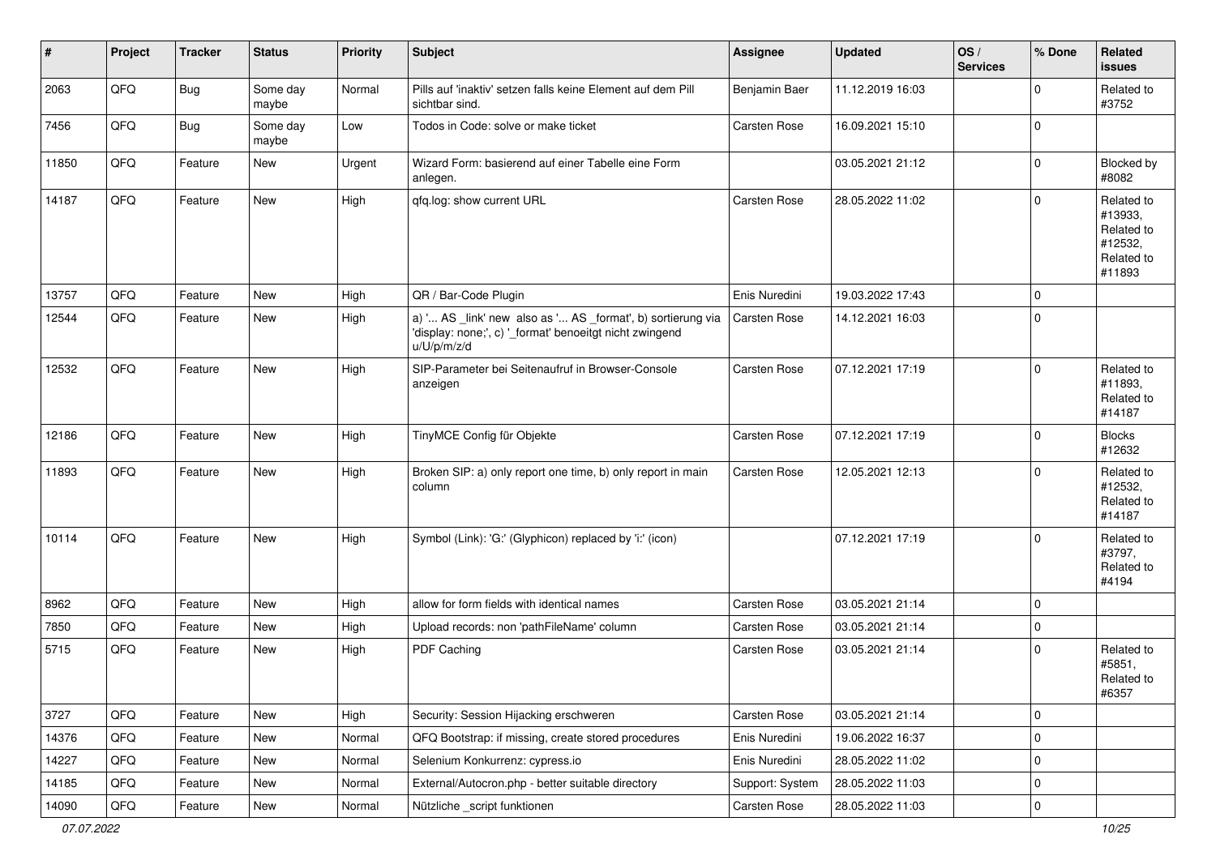| # | Project | Tracker | Status | Priority | Subject | Assignee | Updated | OS / Services | % Done | Related issues |
|---|---|---|---|---|---|---|---|---|---|---|
| 2063 | QFQ | Bug | Some day maybe | Normal | Pills auf 'inaktiv' setzen falls keine Element auf dem Pill sichtbar sind. | Benjamin Baer | 11.12.2019 16:03 | | 0 | Related to #3752 |
| 7456 | QFQ | Bug | Some day maybe | Low | Todos in Code: solve or make ticket | Carsten Rose | 16.09.2021 15:10 | | 0 | |
| 11850 | QFQ | Feature | New | Urgent | Wizard Form: basierend auf einer Tabelle eine Form anlegen. | | 03.05.2021 21:12 | | 0 | Blocked by #8082 |
| 14187 | QFQ | Feature | New | High | qfq.log: show current URL | Carsten Rose | 28.05.2022 11:02 | | 0 | Related to #13933, Related to #12532, Related to #11893 |
| 13757 | QFQ | Feature | New | High | QR / Bar-Code Plugin | Enis Nuredini | 19.03.2022 17:43 | | 0 | |
| 12544 | QFQ | Feature | New | High | a) '... AS _link' new also as '... AS _format', b) sortierung via 'display: none;', c) '_format' benoeitgt nicht zwingend u/U/p/m/z/d | Carsten Rose | 14.12.2021 16:03 | | 0 | |
| 12532 | QFQ | Feature | New | High | SIP-Parameter bei Seitenaufruf in Browser-Console anzeigen | Carsten Rose | 07.12.2021 17:19 | | 0 | Related to #11893, Related to #14187 |
| 12186 | QFQ | Feature | New | High | TinyMCE Config für Objekte | Carsten Rose | 07.12.2021 17:19 | | 0 | Blocks #12632 |
| 11893 | QFQ | Feature | New | High | Broken SIP: a) only report one time, b) only report in main column | Carsten Rose | 12.05.2021 12:13 | | 0 | Related to #12532, Related to #14187 |
| 10114 | QFQ | Feature | New | High | Symbol (Link): 'G:' (Glyphicon) replaced by 'i:' (icon) | | 07.12.2021 17:19 | | 0 | Related to #3797, Related to #4194 |
| 8962 | QFQ | Feature | New | High | allow for form fields with identical names | Carsten Rose | 03.05.2021 21:14 | | 0 | |
| 7850 | QFQ | Feature | New | High | Upload records: non 'pathFileName' column | Carsten Rose | 03.05.2021 21:14 | | 0 | |
| 5715 | QFQ | Feature | New | High | PDF Caching | Carsten Rose | 03.05.2021 21:14 | | 0 | Related to #5851, Related to #6357 |
| 3727 | QFQ | Feature | New | High | Security: Session Hijacking erschweren | Carsten Rose | 03.05.2021 21:14 | | 0 | |
| 14376 | QFQ | Feature | New | Normal | QFQ Bootstrap: if missing, create stored procedures | Enis Nuredini | 19.06.2022 16:37 | | 0 | |
| 14227 | QFQ | Feature | New | Normal | Selenium Konkurrenz: cypress.io | Enis Nuredini | 28.05.2022 11:02 | | 0 | |
| 14185 | QFQ | Feature | New | Normal | External/Autocron.php - better suitable directory | Support: System | 28.05.2022 11:03 | | 0 | |
| 14090 | QFQ | Feature | New | Normal | Nützliche _script funktionen | Carsten Rose | 28.05.2022 11:03 | | 0 | |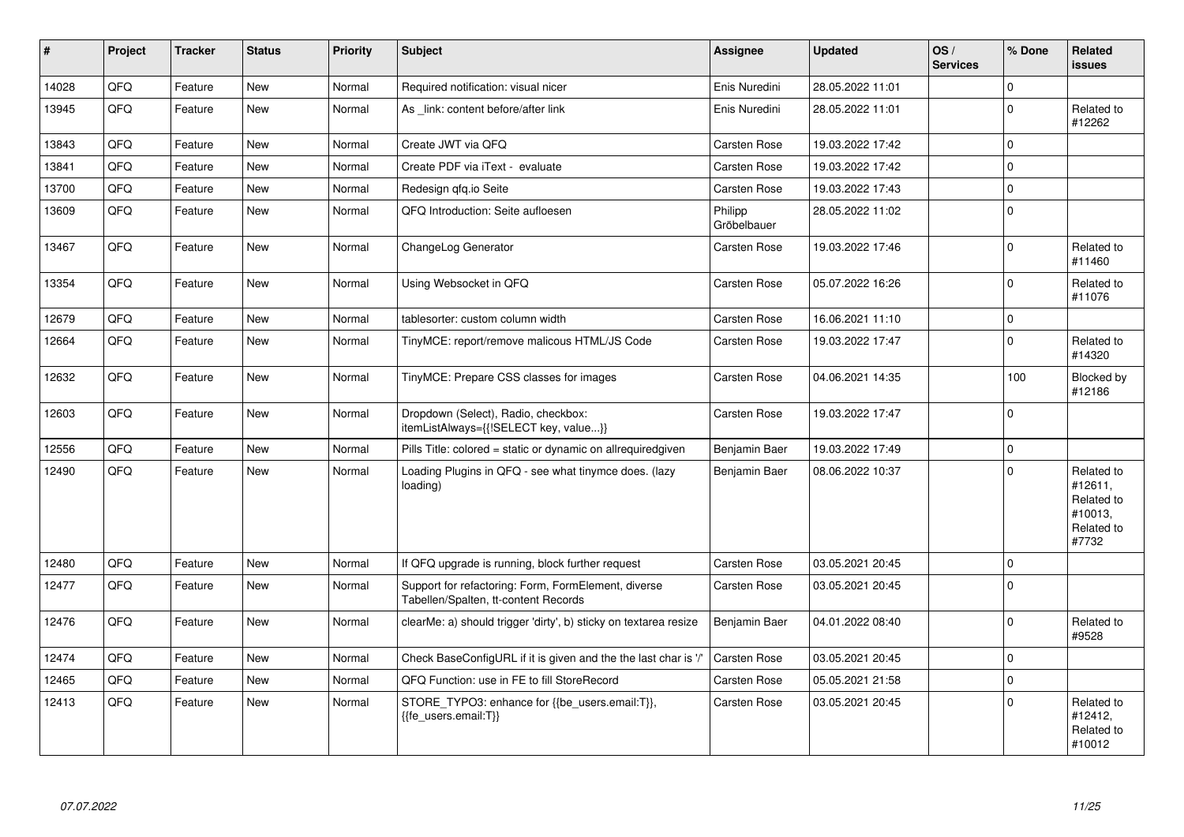| # | Project | Tracker | Status | Priority | Subject | Assignee | Updated | OS / Services | % Done | Related issues |
|---|---|---|---|---|---|---|---|---|---|---|
| 14028 | QFQ | Feature | New | Normal | Required notification: visual nicer | Enis Nuredini | 28.05.2022 11:01 | | 0 | |
| 13945 | QFQ | Feature | New | Normal | As _link: content before/after link | Enis Nuredini | 28.05.2022 11:01 | | 0 | Related to #12262 |
| 13843 | QFQ | Feature | New | Normal | Create JWT via QFQ | Carsten Rose | 19.03.2022 17:42 | | 0 | |
| 13841 | QFQ | Feature | New | Normal | Create PDF via iText - evaluate | Carsten Rose | 19.03.2022 17:42 | | 0 | |
| 13700 | QFQ | Feature | New | Normal | Redesign qfq.io Seite | Carsten Rose | 19.03.2022 17:43 | | 0 | |
| 13609 | QFQ | Feature | New | Normal | QFQ Introduction: Seite aufloesen | Philipp Gröbelbauer | 28.05.2022 11:02 | | 0 | |
| 13467 | QFQ | Feature | New | Normal | ChangeLog Generator | Carsten Rose | 19.03.2022 17:46 | | 0 | Related to #11460 |
| 13354 | QFQ | Feature | New | Normal | Using Websocket in QFQ | Carsten Rose | 05.07.2022 16:26 | | 0 | Related to #11076 |
| 12679 | QFQ | Feature | New | Normal | tablesorter: custom column width | Carsten Rose | 16.06.2021 11:10 | | 0 | |
| 12664 | QFQ | Feature | New | Normal | TinyMCE: report/remove malicous HTML/JS Code | Carsten Rose | 19.03.2022 17:47 | | 0 | Related to #14320 |
| 12632 | QFQ | Feature | New | Normal | TinyMCE: Prepare CSS classes for images | Carsten Rose | 04.06.2021 14:35 | | 100 | Blocked by #12186 |
| 12603 | QFQ | Feature | New | Normal | Dropdown (Select), Radio, checkbox: itemListAlways={{!SELECT key, value...}} | Carsten Rose | 19.03.2022 17:47 | | 0 | |
| 12556 | QFQ | Feature | New | Normal | Pills Title: colored = static or dynamic on allrequiredgiven | Benjamin Baer | 19.03.2022 17:49 | | 0 | |
| 12490 | QFQ | Feature | New | Normal | Loading Plugins in QFQ - see what tinymce does. (lazy loading) | Benjamin Baer | 08.06.2022 10:37 | | 0 | Related to #12611, Related to #10013, Related to #7732 |
| 12480 | QFQ | Feature | New | Normal | If QFQ upgrade is running, block further request | Carsten Rose | 03.05.2021 20:45 | | 0 | |
| 12477 | QFQ | Feature | New | Normal | Support for refactoring: Form, FormElement, diverse Tabellen/Spalten, tt-content Records | Carsten Rose | 03.05.2021 20:45 | | 0 | |
| 12476 | QFQ | Feature | New | Normal | clearMe: a) should trigger 'dirty', b) sticky on textarea resize | Benjamin Baer | 04.01.2022 08:40 | | 0 | Related to #9528 |
| 12474 | QFQ | Feature | New | Normal | Check BaseConfigURL if it is given and the the last char is '/' | Carsten Rose | 03.05.2021 20:45 | | 0 | |
| 12465 | QFQ | Feature | New | Normal | QFQ Function: use in FE to fill StoreRecord | Carsten Rose | 05.05.2021 21:58 | | 0 | |
| 12413 | QFQ | Feature | New | Normal | STORE_TYPO3: enhance for {{be_users.email:T}}, {{fe_users.email:T}} | Carsten Rose | 03.05.2021 20:45 | | 0 | Related to #12412, Related to #10012 |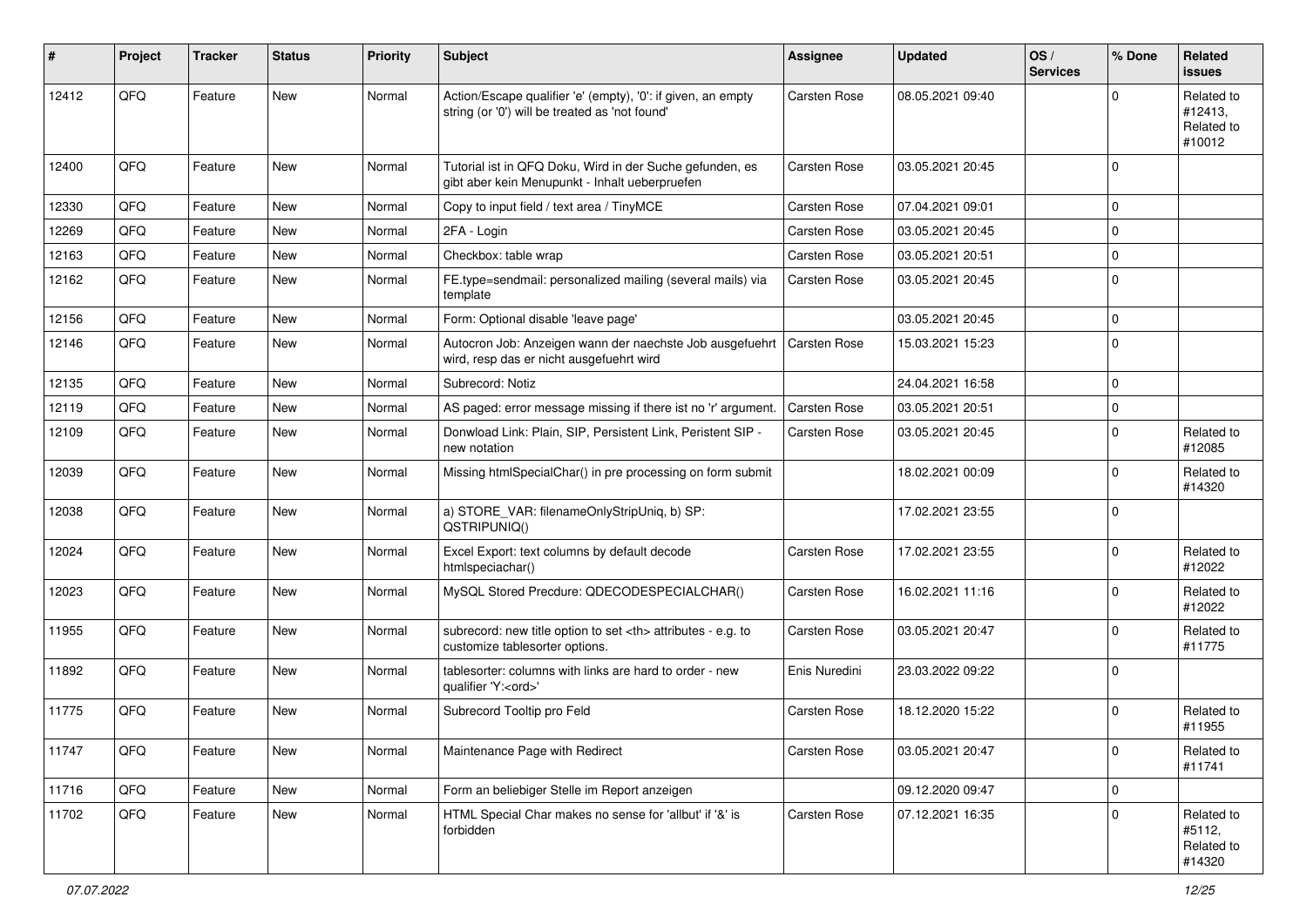| # | Project | Tracker | Status | Priority | Subject | Assignee | Updated | OS / Services | % Done | Related issues |
|---|---|---|---|---|---|---|---|---|---|---|
| 12412 | QFQ | Feature | New | Normal | Action/Escape qualifier 'e' (empty), '0': if given, an empty string (or '0') will be treated as 'not found' | Carsten Rose | 08.05.2021 09:40 | | 0 | Related to #12413, Related to #10012 |
| 12400 | QFQ | Feature | New | Normal | Tutorial ist in QFQ Doku, Wird in der Suche gefunden, es gibt aber kein Menupunkt - Inhalt ueberpruefen | Carsten Rose | 03.05.2021 20:45 | | 0 | |
| 12330 | QFQ | Feature | New | Normal | Copy to input field / text area / TinyMCE | Carsten Rose | 07.04.2021 09:01 | | 0 | |
| 12269 | QFQ | Feature | New | Normal | 2FA - Login | Carsten Rose | 03.05.2021 20:45 | | 0 | |
| 12163 | QFQ | Feature | New | Normal | Checkbox: table wrap | Carsten Rose | 03.05.2021 20:51 | | 0 | |
| 12162 | QFQ | Feature | New | Normal | FE.type=sendmail: personalized mailing (several mails) via template | Carsten Rose | 03.05.2021 20:45 | | 0 | |
| 12156 | QFQ | Feature | New | Normal | Form: Optional disable 'leave page' | | 03.05.2021 20:45 | | 0 | |
| 12146 | QFQ | Feature | New | Normal | Autocron Job: Anzeigen wann der naechste Job ausgefuehrt wird, resp das er nicht ausgefuehrt wird | Carsten Rose | 15.03.2021 15:23 | | 0 | |
| 12135 | QFQ | Feature | New | Normal | Subrecord: Notiz | | 24.04.2021 16:58 | | 0 | |
| 12119 | QFQ | Feature | New | Normal | AS paged: error message missing if there ist no 'r' argument. | Carsten Rose | 03.05.2021 20:51 | | 0 | |
| 12109 | QFQ | Feature | New | Normal | Donwload Link: Plain, SIP, Persistent Link, Peristent SIP - new notation | Carsten Rose | 03.05.2021 20:45 | | 0 | Related to #12085 |
| 12039 | QFQ | Feature | New | Normal | Missing htmlSpecialChar() in pre processing on form submit | | 18.02.2021 00:09 | | 0 | Related to #14320 |
| 12038 | QFQ | Feature | New | Normal | a) STORE_VAR: filenameOnlyStripUniq, b) SP: QSTRIPUNIQ() | | 17.02.2021 23:55 | | 0 | |
| 12024 | QFQ | Feature | New | Normal | Excel Export: text columns by default decode htmlspeciachar() | Carsten Rose | 17.02.2021 23:55 | | 0 | Related to #12022 |
| 12023 | QFQ | Feature | New | Normal | MySQL Stored Precdure: QDECODESPECIALCHAR() | Carsten Rose | 16.02.2021 11:16 | | 0 | Related to #12022 |
| 11955 | QFQ | Feature | New | Normal | subrecord: new title option to set <th> attributes - e.g. to customize tablesorter options. | Carsten Rose | 03.05.2021 20:47 | | 0 | Related to #11775 |
| 11892 | QFQ | Feature | New | Normal | tablesorter: columns with links are hard to order - new qualifier 'Y:<ord>' | Enis Nuredini | 23.03.2022 09:22 | | 0 | |
| 11775 | QFQ | Feature | New | Normal | Subrecord Tooltip pro Feld | Carsten Rose | 18.12.2020 15:22 | | 0 | Related to #11955 |
| 11747 | QFQ | Feature | New | Normal | Maintenance Page with Redirect | Carsten Rose | 03.05.2021 20:47 | | 0 | Related to #11741 |
| 11716 | QFQ | Feature | New | Normal | Form an beliebiger Stelle im Report anzeigen | | 09.12.2020 09:47 | | 0 | |
| 11702 | QFQ | Feature | New | Normal | HTML Special Char makes no sense for 'allbut' if '&' is forbidden | Carsten Rose | 07.12.2021 16:35 | | 0 | Related to #5112, Related to #14320 |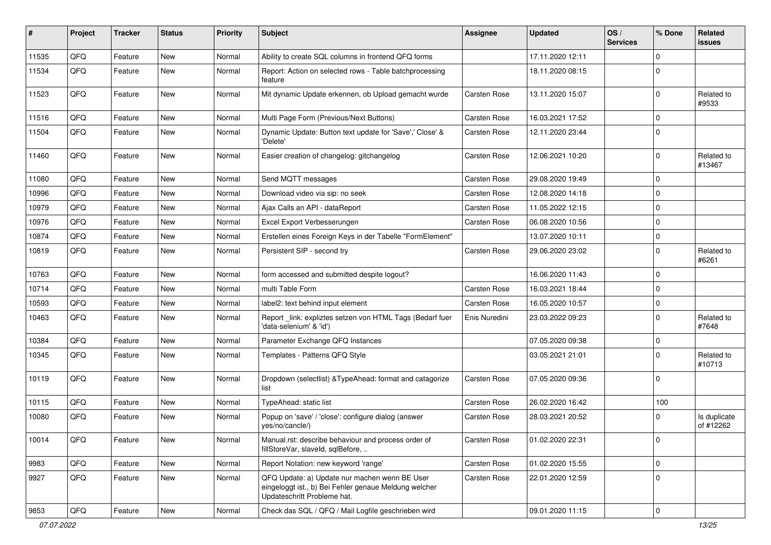| # | Project | Tracker | Status | Priority | Subject | Assignee | Updated | OS / Services | % Done | Related issues |
|---|---|---|---|---|---|---|---|---|---|---|
| 11535 | QFQ | Feature | New | Normal | Ability to create SQL columns in frontend QFQ forms | | 17.11.2020 12:11 | | 0 | |
| 11534 | QFQ | Feature | New | Normal | Report: Action on selected rows - Table batchprocessing feature | | 18.11.2020 08:15 | | 0 | |
| 11523 | QFQ | Feature | New | Normal | Mit dynamic Update erkennen, ob Upload gemacht wurde | Carsten Rose | 13.11.2020 15:07 | | 0 | Related to #9533 |
| 11516 | QFQ | Feature | New | Normal | Multi Page Form (Previous/Next Buttons) | Carsten Rose | 16.03.2021 17:52 | | 0 | |
| 11504 | QFQ | Feature | New | Normal | Dynamic Update: Button text update for 'Save',' Close' & 'Delete' | Carsten Rose | 12.11.2020 23:44 | | 0 | |
| 11460 | QFQ | Feature | New | Normal | Easier creation of changelog: gitchangelog | Carsten Rose | 12.06.2021 10:20 | | 0 | Related to #13467 |
| 11080 | QFQ | Feature | New | Normal | Send MQTT messages | Carsten Rose | 29.08.2020 19:49 | | 0 | |
| 10996 | QFQ | Feature | New | Normal | Download video via sip: no seek | Carsten Rose | 12.08.2020 14:18 | | 0 | |
| 10979 | QFQ | Feature | New | Normal | Ajax Calls an API - dataReport | Carsten Rose | 11.05.2022 12:15 | | 0 | |
| 10976 | QFQ | Feature | New | Normal | Excel Export Verbesserungen | Carsten Rose | 06.08.2020 10:56 | | 0 | |
| 10874 | QFQ | Feature | New | Normal | Erstellen eines Foreign Keys in der Tabelle "FormElement" | | 13.07.2020 10:11 | | 0 | |
| 10819 | QFQ | Feature | New | Normal | Persistent SIP - second try | Carsten Rose | 29.06.2020 23:02 | | 0 | Related to #6261 |
| 10763 | QFQ | Feature | New | Normal | form accessed and submitted despite logout? | | 16.06.2020 11:43 | | 0 | |
| 10714 | QFQ | Feature | New | Normal | multi Table Form | Carsten Rose | 16.03.2021 18:44 | | 0 | |
| 10593 | QFQ | Feature | New | Normal | label2: text behind input element | Carsten Rose | 16.05.2020 10:57 | | 0 | |
| 10463 | QFQ | Feature | New | Normal | Report _link: expliztes setzen von HTML Tags (Bedarf fuer 'data-selenium' & 'id') | Enis Nuredini | 23.03.2022 09:23 | | 0 | Related to #7648 |
| 10384 | QFQ | Feature | New | Normal | Parameter Exchange QFQ Instances | | 07.05.2020 09:38 | | 0 | |
| 10345 | QFQ | Feature | New | Normal | Templates - Patterns QFQ Style | | 03.05.2021 21:01 | | 0 | Related to #10713 |
| 10119 | QFQ | Feature | New | Normal | Dropdown (selectlist) &TypeAhead: format and catagorize list | Carsten Rose | 07.05.2020 09:36 | | 0 | |
| 10115 | QFQ | Feature | New | Normal | TypeAhead: static list | Carsten Rose | 26.02.2020 16:42 | | 100 | |
| 10080 | QFQ | Feature | New | Normal | Popup on 'save' / 'close': configure dialog (answer yes/no/cancle/) | Carsten Rose | 28.03.2021 20:52 | | 0 | Is duplicate of #12262 |
| 10014 | QFQ | Feature | New | Normal | Manual.rst: describe behaviour and process order of fillStoreVar, slaveId, sqlBefore, .. | Carsten Rose | 01.02.2020 22:31 | | 0 | |
| 9983 | QFQ | Feature | New | Normal | Report Notation: new keyword 'range' | Carsten Rose | 01.02.2020 15:55 | | 0 | |
| 9927 | QFQ | Feature | New | Normal | QFQ Update: a) Update nur machen wenn BE User eingeloggt ist., b) Bei Fehler genaue Meldung welcher Updateschritt Probleme hat. | Carsten Rose | 22.01.2020 12:59 | | 0 | |
| 9853 | QFQ | Feature | New | Normal | Check das SQL / QFQ / Mail Logfile geschrieben wird | | 09.01.2020 11:15 | | 0 | |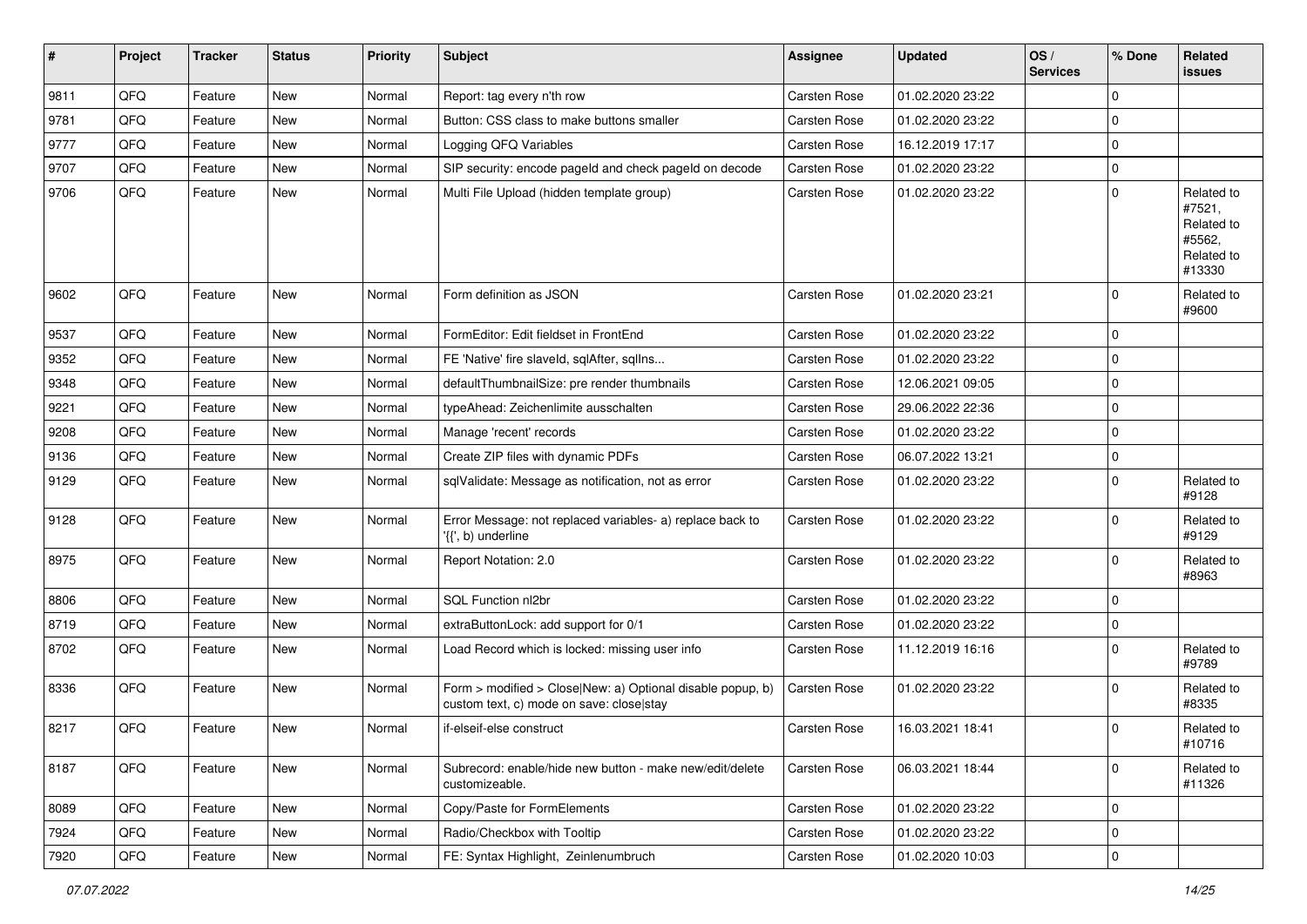| # | Project | Tracker | Status | Priority | Subject | Assignee | Updated | OS / Services | % Done | Related issues |
|---|---|---|---|---|---|---|---|---|---|---|
| 9811 | QFQ | Feature | New | Normal | Report: tag every n'th row | Carsten Rose | 01.02.2020 23:22 | | 0 | |
| 9781 | QFQ | Feature | New | Normal | Button: CSS class to make buttons smaller | Carsten Rose | 01.02.2020 23:22 | | 0 | |
| 9777 | QFQ | Feature | New | Normal | Logging QFQ Variables | Carsten Rose | 16.12.2019 17:17 | | 0 | |
| 9707 | QFQ | Feature | New | Normal | SIP security: encode pageId and check pageId on decode | Carsten Rose | 01.02.2020 23:22 | | 0 | |
| 9706 | QFQ | Feature | New | Normal | Multi File Upload (hidden template group) | Carsten Rose | 01.02.2020 23:22 | | 0 | Related to #7521, Related to #5562, Related to #13330 |
| 9602 | QFQ | Feature | New | Normal | Form definition as JSON | Carsten Rose | 01.02.2020 23:21 | | 0 | Related to #9600 |
| 9537 | QFQ | Feature | New | Normal | FormEditor: Edit fieldset in FrontEnd | Carsten Rose | 01.02.2020 23:22 | | 0 | |
| 9352 | QFQ | Feature | New | Normal | FE 'Native' fire slaveId, sqlAfter, sqlIns... | Carsten Rose | 01.02.2020 23:22 | | 0 | |
| 9348 | QFQ | Feature | New | Normal | defaultThumbnailSize: pre render thumbnails | Carsten Rose | 12.06.2021 09:05 | | 0 | |
| 9221 | QFQ | Feature | New | Normal | typeAhead: Zeichenlimite ausschalten | Carsten Rose | 29.06.2022 22:36 | | 0 | |
| 9208 | QFQ | Feature | New | Normal | Manage 'recent' records | Carsten Rose | 01.02.2020 23:22 | | 0 | |
| 9136 | QFQ | Feature | New | Normal | Create ZIP files with dynamic PDFs | Carsten Rose | 06.07.2022 13:21 | | 0 | |
| 9129 | QFQ | Feature | New | Normal | sqlValidate: Message as notification, not as error | Carsten Rose | 01.02.2020 23:22 | | 0 | Related to #9128 |
| 9128 | QFQ | Feature | New | Normal | Error Message: not replaced variables- a) replace back to '{{', b) underline | Carsten Rose | 01.02.2020 23:22 | | 0 | Related to #9129 |
| 8975 | QFQ | Feature | New | Normal | Report Notation: 2.0 | Carsten Rose | 01.02.2020 23:22 | | 0 | Related to #8963 |
| 8806 | QFQ | Feature | New | Normal | SQL Function nl2br | Carsten Rose | 01.02.2020 23:22 | | 0 | |
| 8719 | QFQ | Feature | New | Normal | extraButtonLock: add support for 0/1 | Carsten Rose | 01.02.2020 23:22 | | 0 | |
| 8702 | QFQ | Feature | New | Normal | Load Record which is locked: missing user info | Carsten Rose | 11.12.2019 16:16 | | 0 | Related to #9789 |
| 8336 | QFQ | Feature | New | Normal | Form > modified > Close\|New: a) Optional disable popup, b) custom text, c) mode on save: close\|stay | Carsten Rose | 01.02.2020 23:22 | | 0 | Related to #8335 |
| 8217 | QFQ | Feature | New | Normal | if-elseif-else construct | Carsten Rose | 16.03.2021 18:41 | | 0 | Related to #10716 |
| 8187 | QFQ | Feature | New | Normal | Subrecord: enable/hide new button - make new/edit/delete customizeable. | Carsten Rose | 06.03.2021 18:44 | | 0 | Related to #11326 |
| 8089 | QFQ | Feature | New | Normal | Copy/Paste for FormElements | Carsten Rose | 01.02.2020 23:22 | | 0 | |
| 7924 | QFQ | Feature | New | Normal | Radio/Checkbox with Tooltip | Carsten Rose | 01.02.2020 23:22 | | 0 | |
| 7920 | QFQ | Feature | New | Normal | FE: Syntax Highlight, Zeinlenumbruch | Carsten Rose | 01.02.2020 10:03 | | 0 | |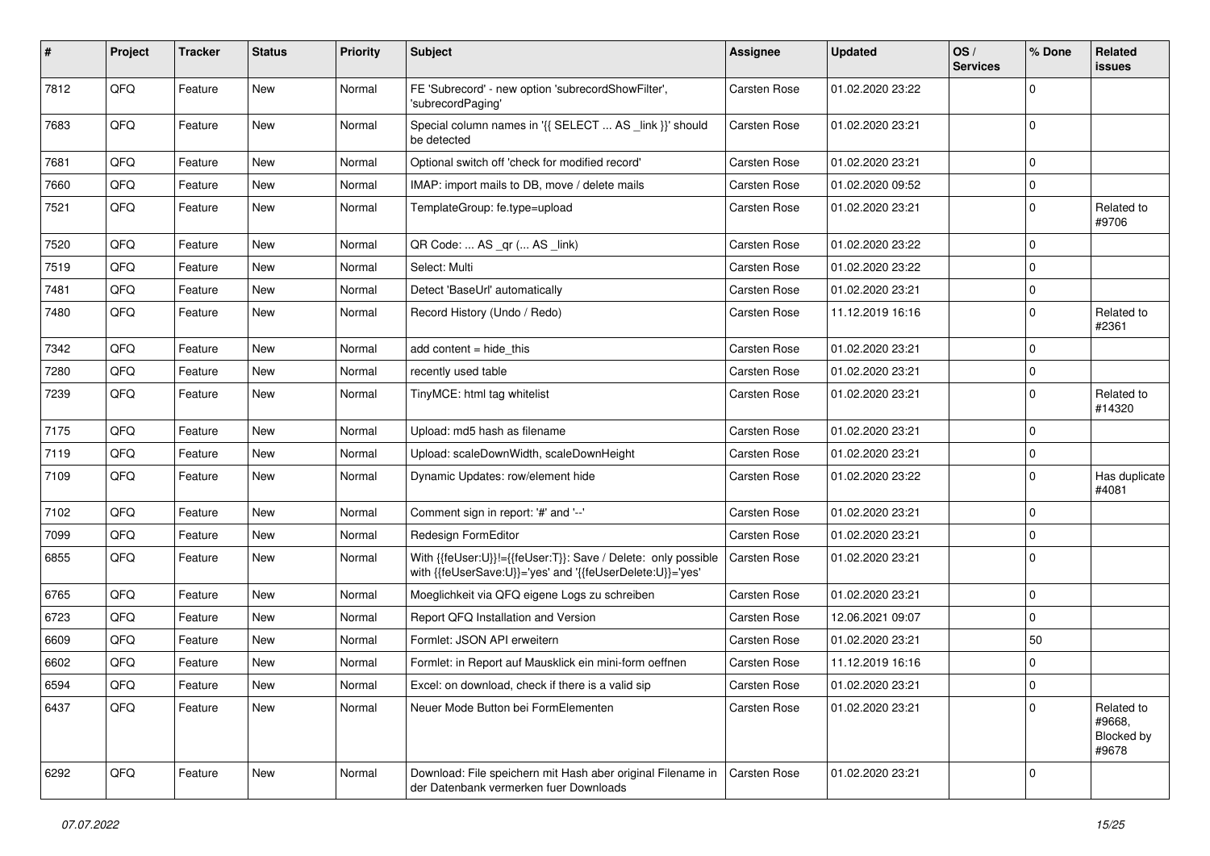| # | Project | Tracker | Status | Priority | Subject | Assignee | Updated | OS / Services | % Done | Related issues |
|---|---|---|---|---|---|---|---|---|---|---|
| 7812 | QFQ | Feature | New | Normal | FE 'Subrecord' - new option 'subrecordShowFilter', 'subrecordPaging' | Carsten Rose | 01.02.2020 23:22 | | 0 | |
| 7683 | QFQ | Feature | New | Normal | Special column names in '{{ SELECT ... AS _link }}' should be detected | Carsten Rose | 01.02.2020 23:21 | | 0 | |
| 7681 | QFQ | Feature | New | Normal | Optional switch off 'check for modified record' | Carsten Rose | 01.02.2020 23:21 | | 0 | |
| 7660 | QFQ | Feature | New | Normal | IMAP: import mails to DB, move / delete mails | Carsten Rose | 01.02.2020 09:52 | | 0 | |
| 7521 | QFQ | Feature | New | Normal | TemplateGroup: fe.type=upload | Carsten Rose | 01.02.2020 23:21 | | 0 | Related to #9706 |
| 7520 | QFQ | Feature | New | Normal | QR Code: ... AS _qr (... AS _link) | Carsten Rose | 01.02.2020 23:22 | | 0 | |
| 7519 | QFQ | Feature | New | Normal | Select: Multi | Carsten Rose | 01.02.2020 23:22 | | 0 | |
| 7481 | QFQ | Feature | New | Normal | Detect 'BaseUrl' automatically | Carsten Rose | 01.02.2020 23:21 | | 0 | |
| 7480 | QFQ | Feature | New | Normal | Record History (Undo / Redo) | Carsten Rose | 11.12.2019 16:16 | | 0 | Related to #2361 |
| 7342 | QFQ | Feature | New | Normal | add content = hide_this | Carsten Rose | 01.02.2020 23:21 | | 0 | |
| 7280 | QFQ | Feature | New | Normal | recently used table | Carsten Rose | 01.02.2020 23:21 | | 0 | |
| 7239 | QFQ | Feature | New | Normal | TinyMCE: html tag whitelist | Carsten Rose | 01.02.2020 23:21 | | 0 | Related to #14320 |
| 7175 | QFQ | Feature | New | Normal | Upload: md5 hash as filename | Carsten Rose | 01.02.2020 23:21 | | 0 | |
| 7119 | QFQ | Feature | New | Normal | Upload: scaleDownWidth, scaleDownHeight | Carsten Rose | 01.02.2020 23:21 | | 0 | |
| 7109 | QFQ | Feature | New | Normal | Dynamic Updates: row/element hide | Carsten Rose | 01.02.2020 23:22 | | 0 | Has duplicate #4081 |
| 7102 | QFQ | Feature | New | Normal | Comment sign in report: '#' and '--' | Carsten Rose | 01.02.2020 23:21 | | 0 | |
| 7099 | QFQ | Feature | New | Normal | Redesign FormEditor | Carsten Rose | 01.02.2020 23:21 | | 0 | |
| 6855 | QFQ | Feature | New | Normal | With {{feUser:U}}!={{feUser:T}}: Save / Delete: only possible with {{feUserSave:U}}='yes' and '{{feUserDelete:U}}='yes' | Carsten Rose | 01.02.2020 23:21 | | 0 | |
| 6765 | QFQ | Feature | New | Normal | Moeglichkeit via QFQ eigene Logs zu schreiben | Carsten Rose | 01.02.2020 23:21 | | 0 | |
| 6723 | QFQ | Feature | New | Normal | Report QFQ Installation and Version | Carsten Rose | 12.06.2021 09:07 | | 0 | |
| 6609 | QFQ | Feature | New | Normal | Formlet: JSON API erweitern | Carsten Rose | 01.02.2020 23:21 | | 50 | |
| 6602 | QFQ | Feature | New | Normal | Formlet: in Report auf Mausklick ein mini-form oeffnen | Carsten Rose | 11.12.2019 16:16 | | 0 | |
| 6594 | QFQ | Feature | New | Normal | Excel: on download, check if there is a valid sip | Carsten Rose | 01.02.2020 23:21 | | 0 | |
| 6437 | QFQ | Feature | New | Normal | Neuer Mode Button bei FormElementen | Carsten Rose | 01.02.2020 23:21 | | 0 | Related to #9668, Blocked by #9678 |
| 6292 | QFQ | Feature | New | Normal | Download: File speichern mit Hash aber original Filename in der Datenbank vermerken fuer Downloads | Carsten Rose | 01.02.2020 23:21 | | 0 | |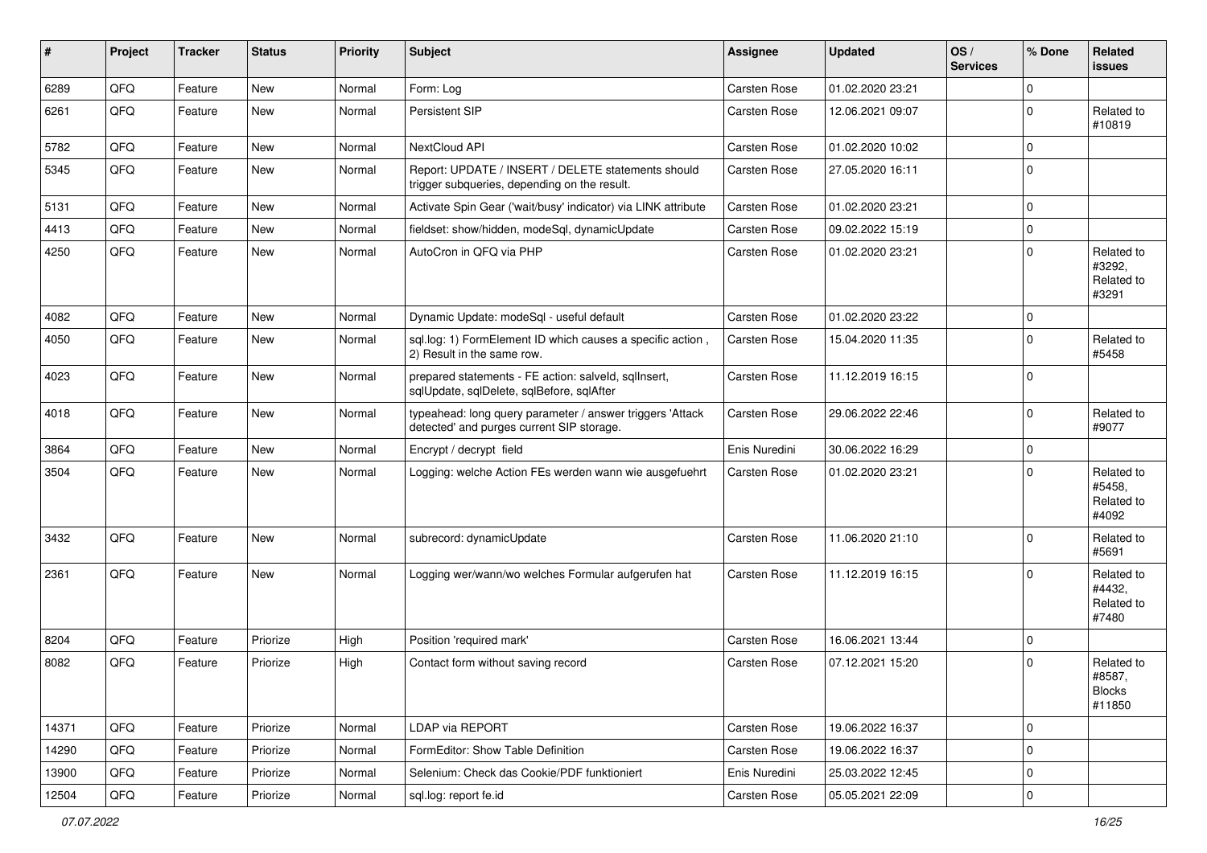| # | Project | Tracker | Status | Priority | Subject | Assignee | Updated | OS / Services | % Done | Related issues |
|---|---|---|---|---|---|---|---|---|---|---|
| 6289 | QFQ | Feature | New | Normal | Form: Log | Carsten Rose | 01.02.2020 23:21 | | 0 | |
| 6261 | QFQ | Feature | New | Normal | Persistent SIP | Carsten Rose | 12.06.2021 09:07 | | 0 | Related to #10819 |
| 5782 | QFQ | Feature | New | Normal | NextCloud API | Carsten Rose | 01.02.2020 10:02 | | 0 | |
| 5345 | QFQ | Feature | New | Normal | Report: UPDATE / INSERT / DELETE statements should trigger subqueries, depending on the result. | Carsten Rose | 27.05.2020 16:11 | | 0 | |
| 5131 | QFQ | Feature | New | Normal | Activate Spin Gear ('wait/busy' indicator) via LINK attribute | Carsten Rose | 01.02.2020 23:21 | | 0 | |
| 4413 | QFQ | Feature | New | Normal | fieldset: show/hidden, modeSql, dynamicUpdate | Carsten Rose | 09.02.2022 15:19 | | 0 | |
| 4250 | QFQ | Feature | New | Normal | AutoCron in QFQ via PHP | Carsten Rose | 01.02.2020 23:21 | | 0 | Related to #3292, Related to #3291 |
| 4082 | QFQ | Feature | New | Normal | Dynamic Update: modeSql - useful default | Carsten Rose | 01.02.2020 23:22 | | 0 | |
| 4050 | QFQ | Feature | New | Normal | sql.log: 1) FormElement ID which causes a specific action , 2) Result in the same row. | Carsten Rose | 15.04.2020 11:35 | | 0 | Related to #5458 |
| 4023 | QFQ | Feature | New | Normal | prepared statements - FE action: salveld, sqlInsert, sqlUpdate, sqlDelete, sqlBefore, sqlAfter | Carsten Rose | 11.12.2019 16:15 | | 0 | |
| 4018 | QFQ | Feature | New | Normal | typeahead: long query parameter / answer triggers 'Attack detected' and purges current SIP storage. | Carsten Rose | 29.06.2022 22:46 | | 0 | Related to #9077 |
| 3864 | QFQ | Feature | New | Normal | Encrypt / decrypt field | Enis Nuredini | 30.06.2022 16:29 | | 0 | |
| 3504 | QFQ | Feature | New | Normal | Logging: welche Action FEs werden wann wie ausgefuehrt | Carsten Rose | 01.02.2020 23:21 | | 0 | Related to #5458, Related to #4092 |
| 3432 | QFQ | Feature | New | Normal | subrecord: dynamicUpdate | Carsten Rose | 11.06.2020 21:10 | | 0 | Related to #5691 |
| 2361 | QFQ | Feature | New | Normal | Logging wer/wann/wo welches Formular aufgerufen hat | Carsten Rose | 11.12.2019 16:15 | | 0 | Related to #4432, Related to #7480 |
| 8204 | QFQ | Feature | Priorize | High | Position 'required mark' | Carsten Rose | 16.06.2021 13:44 | | 0 | |
| 8082 | QFQ | Feature | Priorize | High | Contact form without saving record | Carsten Rose | 07.12.2021 15:20 | | 0 | Related to #8587, Blocks #11850 |
| 14371 | QFQ | Feature | Priorize | Normal | LDAP via REPORT | Carsten Rose | 19.06.2022 16:37 | | 0 | |
| 14290 | QFQ | Feature | Priorize | Normal | FormEditor: Show Table Definition | Carsten Rose | 19.06.2022 16:37 | | 0 | |
| 13900 | QFQ | Feature | Priorize | Normal | Selenium: Check das Cookie/PDF funktioniert | Enis Nuredini | 25.03.2022 12:45 | | 0 | |
| 12504 | QFQ | Feature | Priorize | Normal | sql.log: report fe.id | Carsten Rose | 05.05.2021 22:09 | | 0 | |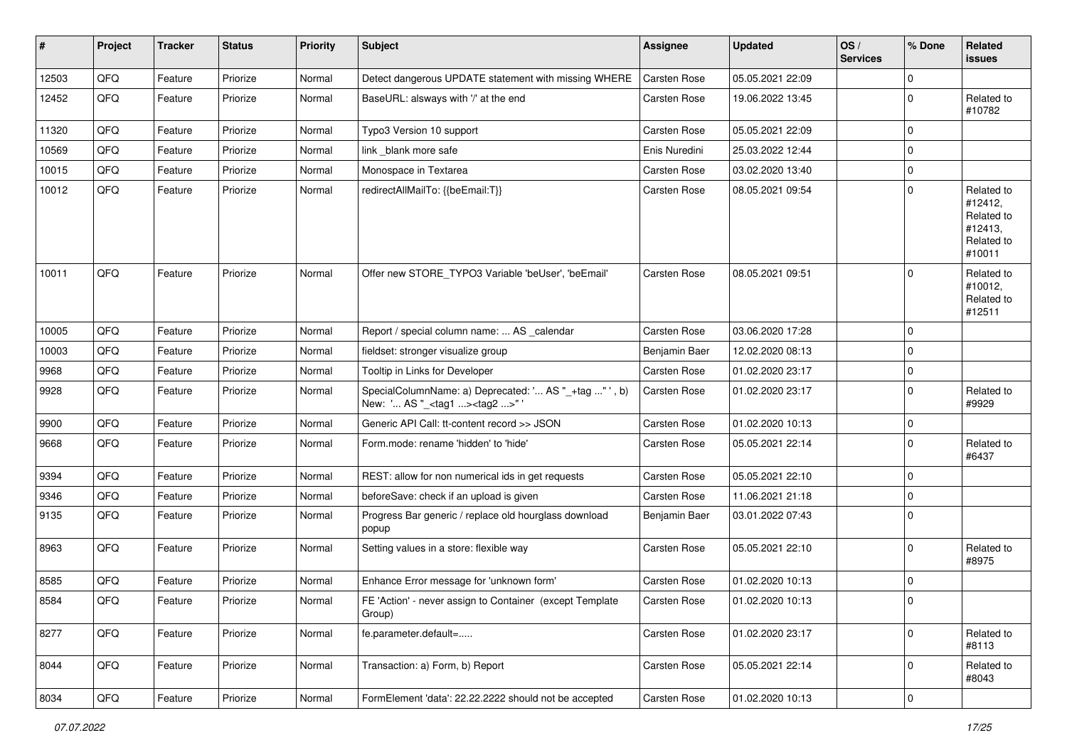| # | Project | Tracker | Status | Priority | Subject | Assignee | Updated | OS / Services | % Done | Related issues |
|---|---|---|---|---|---|---|---|---|---|---|
| 12503 | QFQ | Feature | Priorize | Normal | Detect dangerous UPDATE statement with missing WHERE | Carsten Rose | 05.05.2021 22:09 | | 0 | |
| 12452 | QFQ | Feature | Priorize | Normal | BaseURL: alsways with '/' at the end | Carsten Rose | 19.06.2022 13:45 | | 0 | Related to #10782 |
| 11320 | QFQ | Feature | Priorize | Normal | Typo3 Version 10 support | Carsten Rose | 05.05.2021 22:09 | | 0 | |
| 10569 | QFQ | Feature | Priorize | Normal | link _blank more safe | Enis Nuredini | 25.03.2022 12:44 | | 0 | |
| 10015 | QFQ | Feature | Priorize | Normal | Monospace in Textarea | Carsten Rose | 03.02.2020 13:40 | | 0 | |
| 10012 | QFQ | Feature | Priorize | Normal | redirectAllMailTo: {{beEmail:T}} | Carsten Rose | 08.05.2021 09:54 | | 0 | Related to #12412, Related to #12413, Related to #10011 |
| 10011 | QFQ | Feature | Priorize | Normal | Offer new STORE_TYPO3 Variable 'beUser', 'beEmail' | Carsten Rose | 08.05.2021 09:51 | | 0 | Related to #10012, Related to #12511 |
| 10005 | QFQ | Feature | Priorize | Normal | Report / special column name: ... AS _calendar | Carsten Rose | 03.06.2020 17:28 | | 0 | |
| 10003 | QFQ | Feature | Priorize | Normal | fieldset: stronger visualize group | Benjamin Baer | 12.02.2020 08:13 | | 0 | |
| 9968 | QFQ | Feature | Priorize | Normal | Tooltip in Links for Developer | Carsten Rose | 01.02.2020 23:17 | | 0 | |
| 9928 | QFQ | Feature | Priorize | Normal | SpecialColumnName: a) Deprecated: '... AS "_+tag ..." ', b) New: '... AS "_<tag1 ...><tag2 ...>" ' | Carsten Rose | 01.02.2020 23:17 | | 0 | Related to #9929 |
| 9900 | QFQ | Feature | Priorize | Normal | Generic API Call: tt-content record >> JSON | Carsten Rose | 01.02.2020 10:13 | | 0 | |
| 9668 | QFQ | Feature | Priorize | Normal | Form.mode: rename 'hidden' to 'hide' | Carsten Rose | 05.05.2021 22:14 | | 0 | Related to #6437 |
| 9394 | QFQ | Feature | Priorize | Normal | REST: allow for non numerical ids in get requests | Carsten Rose | 05.05.2021 22:10 | | 0 | |
| 9346 | QFQ | Feature | Priorize | Normal | beforeSave: check if an upload is given | Carsten Rose | 11.06.2021 21:18 | | 0 | |
| 9135 | QFQ | Feature | Priorize | Normal | Progress Bar generic / replace old hourglass download popup | Benjamin Baer | 03.01.2022 07:43 | | 0 | |
| 8963 | QFQ | Feature | Priorize | Normal | Setting values in a store: flexible way | Carsten Rose | 05.05.2021 22:10 | | 0 | Related to #8975 |
| 8585 | QFQ | Feature | Priorize | Normal | Enhance Error message for 'unknown form' | Carsten Rose | 01.02.2020 10:13 | | 0 | |
| 8584 | QFQ | Feature | Priorize | Normal | FE 'Action' - never assign to Container (except Template Group) | Carsten Rose | 01.02.2020 10:13 | | 0 | |
| 8277 | QFQ | Feature | Priorize | Normal | fe.parameter.default=..... | Carsten Rose | 01.02.2020 23:17 | | 0 | Related to #8113 |
| 8044 | QFQ | Feature | Priorize | Normal | Transaction: a) Form, b) Report | Carsten Rose | 05.05.2021 22:14 | | 0 | Related to #8043 |
| 8034 | QFQ | Feature | Priorize | Normal | FormElement 'data': 22.22.2222 should not be accepted | Carsten Rose | 01.02.2020 10:13 | | 0 | |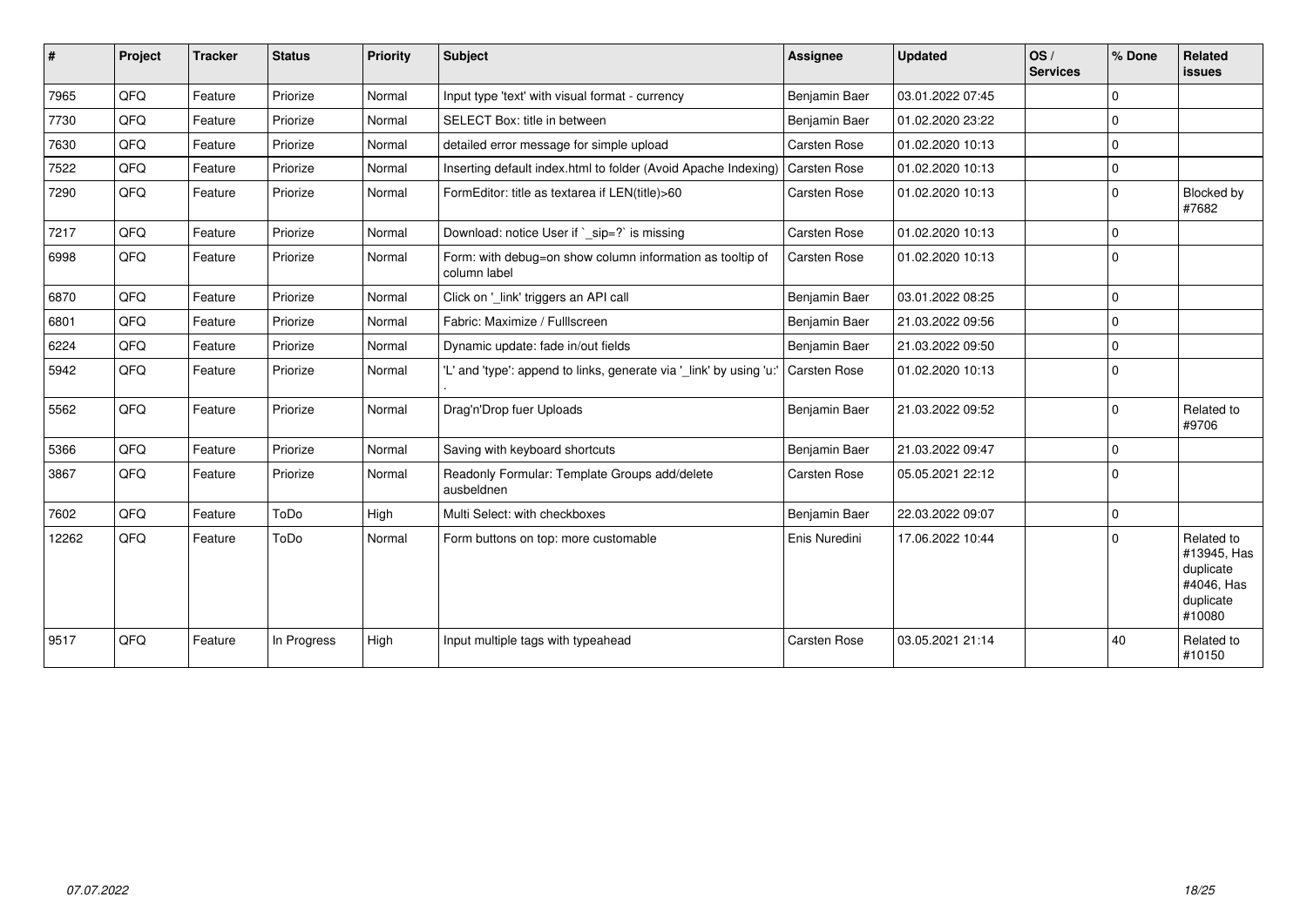| # | Project | Tracker | Status | Priority | Subject | Assignee | Updated | OS / Services | % Done | Related issues |
|---|---|---|---|---|---|---|---|---|---|---|
| 7965 | QFQ | Feature | Priorize | Normal | Input type 'text' with visual format - currency | Benjamin Baer | 03.01.2022 07:45 | | 0 | |
| 7730 | QFQ | Feature | Priorize | Normal | SELECT Box: title in between | Benjamin Baer | 01.02.2020 23:22 | | 0 | |
| 7630 | QFQ | Feature | Priorize | Normal | detailed error message for simple upload | Carsten Rose | 01.02.2020 10:13 | | 0 | |
| 7522 | QFQ | Feature | Priorize | Normal | Inserting default index.html to folder (Avoid Apache Indexing) | Carsten Rose | 01.02.2020 10:13 | | 0 | |
| 7290 | QFQ | Feature | Priorize | Normal | FormEditor: title as textarea if LEN(title)>60 | Carsten Rose | 01.02.2020 10:13 | | 0 | Blocked by #7682 |
| 7217 | QFQ | Feature | Priorize | Normal | Download: notice User if `_sip=?` is missing | Carsten Rose | 01.02.2020 10:13 | | 0 | |
| 6998 | QFQ | Feature | Priorize | Normal | Form: with debug=on show column information as tooltip of column label | Carsten Rose | 01.02.2020 10:13 | | 0 | |
| 6870 | QFQ | Feature | Priorize | Normal | Click on '_link' triggers an API call | Benjamin Baer | 03.01.2022 08:25 | | 0 | |
| 6801 | QFQ | Feature | Priorize | Normal | Fabric: Maximize / Fulllscreen | Benjamin Baer | 21.03.2022 09:56 | | 0 | |
| 6224 | QFQ | Feature | Priorize | Normal | Dynamic update: fade in/out fields | Benjamin Baer | 21.03.2022 09:50 | | 0 | |
| 5942 | QFQ | Feature | Priorize | Normal | 'L' and 'type': append to links, generate via '_link' by using 'u:' . | Carsten Rose | 01.02.2020 10:13 | | 0 | |
| 5562 | QFQ | Feature | Priorize | Normal | Drag'n'Drop fuer Uploads | Benjamin Baer | 21.03.2022 09:52 | | 0 | Related to #9706 |
| 5366 | QFQ | Feature | Priorize | Normal | Saving with keyboard shortcuts | Benjamin Baer | 21.03.2022 09:47 | | 0 | |
| 3867 | QFQ | Feature | Priorize | Normal | Readonly Formular: Template Groups add/delete ausbeldnen | Carsten Rose | 05.05.2021 22:12 | | 0 | |
| 7602 | QFQ | Feature | ToDo | High | Multi Select: with checkboxes | Benjamin Baer | 22.03.2022 09:07 | | 0 | |
| 12262 | QFQ | Feature | ToDo | Normal | Form buttons on top: more customable | Enis Nuredini | 17.06.2022 10:44 | | 0 | Related to #13945, Has duplicate #4046, Has duplicate #10080 |
| 9517 | QFQ | Feature | In Progress | High | Input multiple tags with typeahead | Carsten Rose | 03.05.2021 21:14 | | 40 | Related to #10150 |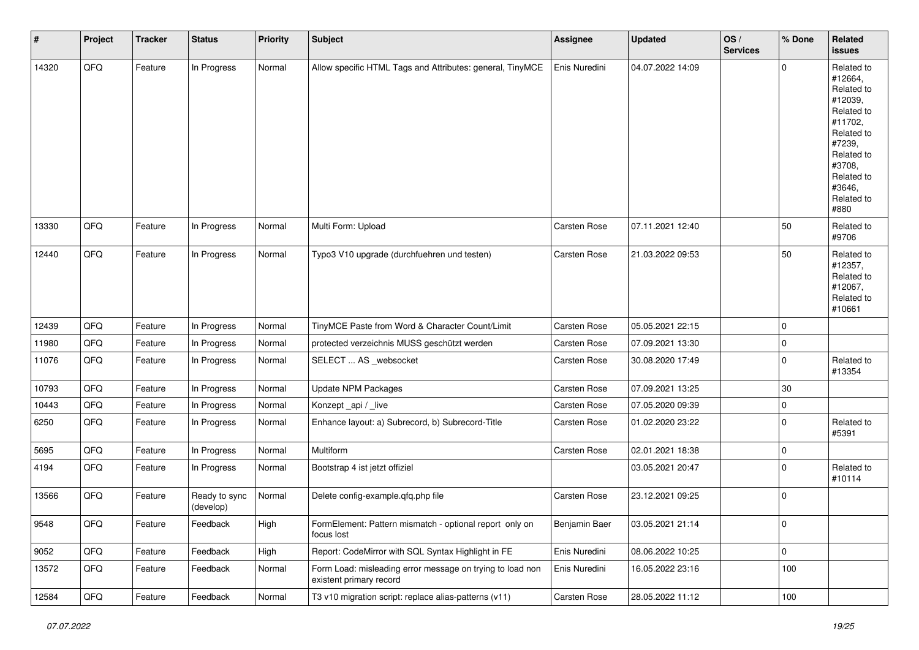| # | Project | Tracker | Status | Priority | Subject | Assignee | Updated | OS / Services | % Done | Related issues |
|---|---|---|---|---|---|---|---|---|---|---|
| 14320 | QFQ | Feature | In Progress | Normal | Allow specific HTML Tags and Attributes: general, TinyMCE | Enis Nuredini | 04.07.2022 14:09 | | 0 | Related to #12664, Related to #12039, Related to #11702, Related to #7239, Related to #3708, Related to #3646, Related to #880 |
| 13330 | QFQ | Feature | In Progress | Normal | Multi Form: Upload | Carsten Rose | 07.11.2021 12:40 | | 50 | Related to #9706 |
| 12440 | QFQ | Feature | In Progress | Normal | Typo3 V10 upgrade (durchfuehren und testen) | Carsten Rose | 21.03.2022 09:53 | | 50 | Related to #12357, Related to #12067, Related to #10661 |
| 12439 | QFQ | Feature | In Progress | Normal | TinyMCE Paste from Word & Character Count/Limit | Carsten Rose | 05.05.2021 22:15 | | 0 | |
| 11980 | QFQ | Feature | In Progress | Normal | protected verzeichnis MUSS geschützt werden | Carsten Rose | 07.09.2021 13:30 | | 0 | |
| 11076 | QFQ | Feature | In Progress | Normal | SELECT ... AS _websocket | Carsten Rose | 30.08.2020 17:49 | | 0 | Related to #13354 |
| 10793 | QFQ | Feature | In Progress | Normal | Update NPM Packages | Carsten Rose | 07.09.2021 13:25 | | 30 | |
| 10443 | QFQ | Feature | In Progress | Normal | Konzept _api / _live | Carsten Rose | 07.05.2020 09:39 | | 0 | |
| 6250 | QFQ | Feature | In Progress | Normal | Enhance layout: a) Subrecord, b) Subrecord-Title | Carsten Rose | 01.02.2020 23:22 | | 0 | Related to #5391 |
| 5695 | QFQ | Feature | In Progress | Normal | Multiform | Carsten Rose | 02.01.2021 18:38 | | 0 | |
| 4194 | QFQ | Feature | In Progress | Normal | Bootstrap 4 ist jetzt offiziel | | 03.05.2021 20:47 | | 0 | Related to #10114 |
| 13566 | QFQ | Feature | Ready to sync (develop) | Normal | Delete config-example.qfq.php file | Carsten Rose | 23.12.2021 09:25 | | 0 | |
| 9548 | QFQ | Feature | Feedback | High | FormElement: Pattern mismatch - optional report only on focus lost | Benjamin Baer | 03.05.2021 21:14 | | 0 | |
| 9052 | QFQ | Feature | Feedback | High | Report: CodeMirror with SQL Syntax Highlight in FE | Enis Nuredini | 08.06.2022 10:25 | | 0 | |
| 13572 | QFQ | Feature | Feedback | Normal | Form Load: misleading error message on trying to load non existent primary record | Enis Nuredini | 16.05.2022 23:16 | | 100 | |
| 12584 | QFQ | Feature | Feedback | Normal | T3 v10 migration script: replace alias-patterns (v11) | Carsten Rose | 28.05.2022 11:12 | | 100 | |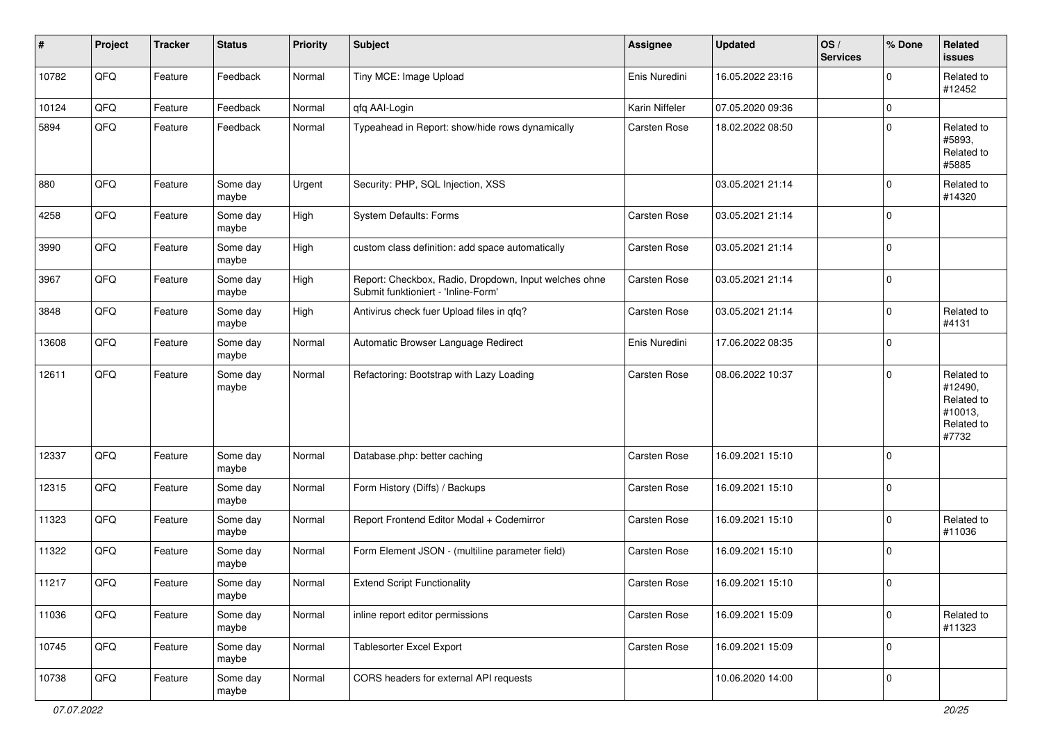| # | Project | Tracker | Status | Priority | Subject | Assignee | Updated | OS / Services | % Done | Related issues |
|---|---|---|---|---|---|---|---|---|---|---|
| 10782 | QFQ | Feature | Feedback | Normal | Tiny MCE: Image Upload | Enis Nuredini | 16.05.2022 23:16 | | 0 | Related to #12452 |
| 10124 | QFQ | Feature | Feedback | Normal | qfq AAI-Login | Karin Niffeler | 07.05.2020 09:36 | | 0 | |
| 5894 | QFQ | Feature | Feedback | Normal | Typeahead in Report: show/hide rows dynamically | Carsten Rose | 18.02.2022 08:50 | | 0 | Related to #5893, Related to #5885 |
| 880 | QFQ | Feature | Some day maybe | Urgent | Security: PHP, SQL Injection, XSS | | 03.05.2021 21:14 | | 0 | Related to #14320 |
| 4258 | QFQ | Feature | Some day maybe | High | System Defaults: Forms | Carsten Rose | 03.05.2021 21:14 | | 0 | |
| 3990 | QFQ | Feature | Some day maybe | High | custom class definition: add space automatically | Carsten Rose | 03.05.2021 21:14 | | 0 | |
| 3967 | QFQ | Feature | Some day maybe | High | Report: Checkbox, Radio, Dropdown, Input welches ohne Submit funktioniert - 'Inline-Form' | Carsten Rose | 03.05.2021 21:14 | | 0 | |
| 3848 | QFQ | Feature | Some day maybe | High | Antivirus check fuer Upload files in qfq? | Carsten Rose | 03.05.2021 21:14 | | 0 | Related to #4131 |
| 13608 | QFQ | Feature | Some day maybe | Normal | Automatic Browser Language Redirect | Enis Nuredini | 17.06.2022 08:35 | | 0 | |
| 12611 | QFQ | Feature | Some day maybe | Normal | Refactoring: Bootstrap with Lazy Loading | Carsten Rose | 08.06.2022 10:37 | | 0 | Related to #12490, Related to #10013, Related to #7732 |
| 12337 | QFQ | Feature | Some day maybe | Normal | Database.php: better caching | Carsten Rose | 16.09.2021 15:10 | | 0 | |
| 12315 | QFQ | Feature | Some day maybe | Normal | Form History (Diffs) / Backups | Carsten Rose | 16.09.2021 15:10 | | 0 | |
| 11323 | QFQ | Feature | Some day maybe | Normal | Report Frontend Editor Modal + Codemirror | Carsten Rose | 16.09.2021 15:10 | | 0 | Related to #11036 |
| 11322 | QFQ | Feature | Some day maybe | Normal | Form Element JSON - (multiline parameter field) | Carsten Rose | 16.09.2021 15:10 | | 0 | |
| 11217 | QFQ | Feature | Some day maybe | Normal | Extend Script Functionality | Carsten Rose | 16.09.2021 15:10 | | 0 | |
| 11036 | QFQ | Feature | Some day maybe | Normal | inline report editor permissions | Carsten Rose | 16.09.2021 15:09 | | 0 | Related to #11323 |
| 10745 | QFQ | Feature | Some day maybe | Normal | Tablesorter Excel Export | Carsten Rose | 16.09.2021 15:09 | | 0 | |
| 10738 | QFQ | Feature | Some day maybe | Normal | CORS headers for external API requests | | 10.06.2020 14:00 | | 0 | |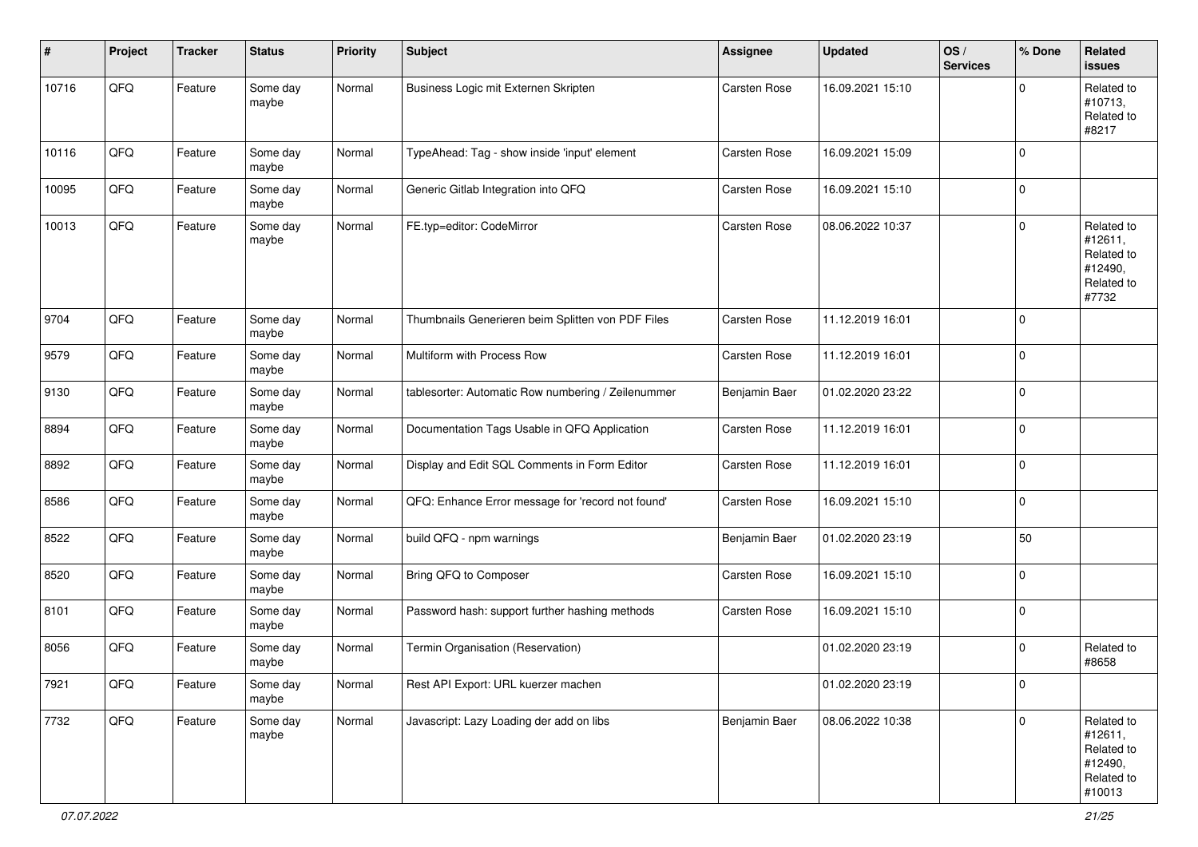| # | Project | Tracker | Status | Priority | Subject | Assignee | Updated | OS / Services | % Done | Related issues |
|---|---|---|---|---|---|---|---|---|---|---|
| 10716 | QFQ | Feature | Some day maybe | Normal | Business Logic mit Externen Skripten | Carsten Rose | 16.09.2021 15:10 | | 0 | Related to #10713, Related to #8217 |
| 10116 | QFQ | Feature | Some day maybe | Normal | TypeAhead: Tag - show inside 'input' element | Carsten Rose | 16.09.2021 15:09 | | 0 | |
| 10095 | QFQ | Feature | Some day maybe | Normal | Generic Gitlab Integration into QFQ | Carsten Rose | 16.09.2021 15:10 | | 0 | |
| 10013 | QFQ | Feature | Some day maybe | Normal | FE.typ=editor: CodeMirror | Carsten Rose | 08.06.2022 10:37 | | 0 | Related to #12611, Related to #12490, Related to #7732 |
| 9704 | QFQ | Feature | Some day maybe | Normal | Thumbnails Generieren beim Splitten von PDF Files | Carsten Rose | 11.12.2019 16:01 | | 0 | |
| 9579 | QFQ | Feature | Some day maybe | Normal | Multiform with Process Row | Carsten Rose | 11.12.2019 16:01 | | 0 | |
| 9130 | QFQ | Feature | Some day maybe | Normal | tablesorter: Automatic Row numbering / Zeilenummer | Benjamin Baer | 01.02.2020 23:22 | | 0 | |
| 8894 | QFQ | Feature | Some day maybe | Normal | Documentation Tags Usable in QFQ Application | Carsten Rose | 11.12.2019 16:01 | | 0 | |
| 8892 | QFQ | Feature | Some day maybe | Normal | Display and Edit SQL Comments in Form Editor | Carsten Rose | 11.12.2019 16:01 | | 0 | |
| 8586 | QFQ | Feature | Some day maybe | Normal | QFQ: Enhance Error message for 'record not found' | Carsten Rose | 16.09.2021 15:10 | | 0 | |
| 8522 | QFQ | Feature | Some day maybe | Normal | build QFQ - npm warnings | Benjamin Baer | 01.02.2020 23:19 | | 50 | |
| 8520 | QFQ | Feature | Some day maybe | Normal | Bring QFQ to Composer | Carsten Rose | 16.09.2021 15:10 | | 0 | |
| 8101 | QFQ | Feature | Some day maybe | Normal | Password hash: support further hashing methods | Carsten Rose | 16.09.2021 15:10 | | 0 | |
| 8056 | QFQ | Feature | Some day maybe | Normal | Termin Organisation (Reservation) | | 01.02.2020 23:19 | | 0 | Related to #8658 |
| 7921 | QFQ | Feature | Some day maybe | Normal | Rest API Export: URL kuerzer machen | | 01.02.2020 23:19 | | 0 | |
| 7732 | QFQ | Feature | Some day maybe | Normal | Javascript: Lazy Loading der add on libs | Benjamin Baer | 08.06.2022 10:38 | | 0 | Related to #12611, Related to #12490, Related to #10013 |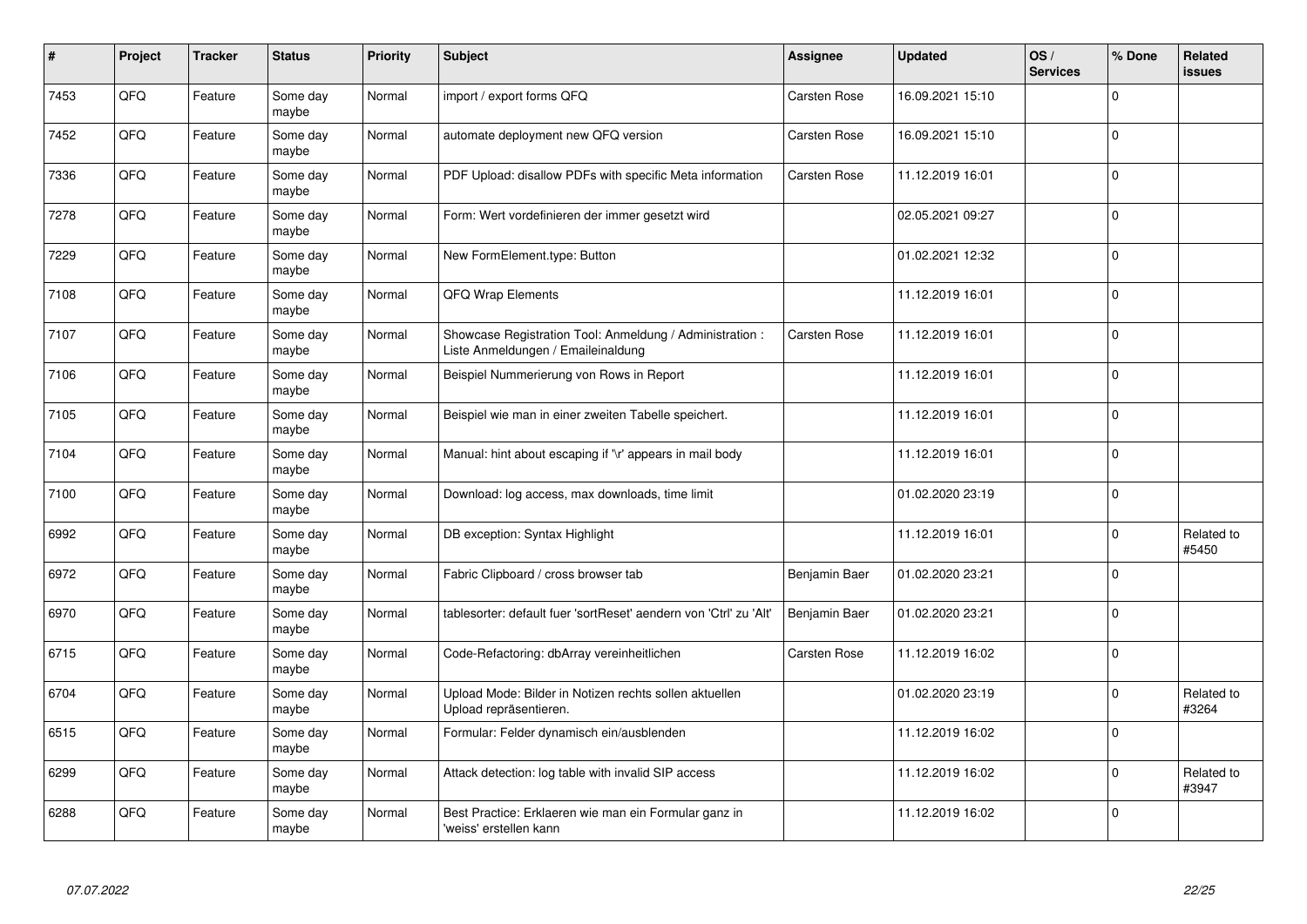| # | Project | Tracker | Status | Priority | Subject | Assignee | Updated | OS / Services | % Done | Related issues |
|---|---|---|---|---|---|---|---|---|---|---|
| 7453 | QFQ | Feature | Some day maybe | Normal | import / export forms QFQ | Carsten Rose | 16.09.2021 15:10 | | 0 | |
| 7452 | QFQ | Feature | Some day maybe | Normal | automate deployment new QFQ version | Carsten Rose | 16.09.2021 15:10 | | 0 | |
| 7336 | QFQ | Feature | Some day maybe | Normal | PDF Upload: disallow PDFs with specific Meta information | Carsten Rose | 11.12.2019 16:01 | | 0 | |
| 7278 | QFQ | Feature | Some day maybe | Normal | Form: Wert vordefinieren der immer gesetzt wird | | 02.05.2021 09:27 | | 0 | |
| 7229 | QFQ | Feature | Some day maybe | Normal | New FormElement.type: Button | | 01.02.2021 12:32 | | 0 | |
| 7108 | QFQ | Feature | Some day maybe | Normal | QFQ Wrap Elements | | 11.12.2019 16:01 | | 0 | |
| 7107 | QFQ | Feature | Some day maybe | Normal | Showcase Registration Tool: Anmeldung / Administration : Liste Anmeldungen / Emaileinaldung | Carsten Rose | 11.12.2019 16:01 | | 0 | |
| 7106 | QFQ | Feature | Some day maybe | Normal | Beispiel Nummerierung von Rows in Report | | 11.12.2019 16:01 | | 0 | |
| 7105 | QFQ | Feature | Some day maybe | Normal | Beispiel wie man in einer zweiten Tabelle speichert. | | 11.12.2019 16:01 | | 0 | |
| 7104 | QFQ | Feature | Some day maybe | Normal | Manual: hint about escaping if '\r' appears in mail body | | 11.12.2019 16:01 | | 0 | |
| 7100 | QFQ | Feature | Some day maybe | Normal | Download: log access, max downloads, time limit | | 01.02.2020 23:19 | | 0 | |
| 6992 | QFQ | Feature | Some day maybe | Normal | DB exception: Syntax Highlight | | 11.12.2019 16:01 | | 0 | Related to #5450 |
| 6972 | QFQ | Feature | Some day maybe | Normal | Fabric Clipboard / cross browser tab | Benjamin Baer | 01.02.2020 23:21 | | 0 | |
| 6970 | QFQ | Feature | Some day maybe | Normal | tablesorter: default fuer 'sortReset' aendern von 'Ctrl' zu 'Alt' | Benjamin Baer | 01.02.2020 23:21 | | 0 | |
| 6715 | QFQ | Feature | Some day maybe | Normal | Code-Refactoring: dbArray vereinheitlichen | Carsten Rose | 11.12.2019 16:02 | | 0 | |
| 6704 | QFQ | Feature | Some day maybe | Normal | Upload Mode: Bilder in Notizen rechts sollen aktuellen Upload repräsentieren. | | 01.02.2020 23:19 | | 0 | Related to #3264 |
| 6515 | QFQ | Feature | Some day maybe | Normal | Formular: Felder dynamisch ein/ausblenden | | 11.12.2019 16:02 | | 0 | |
| 6299 | QFQ | Feature | Some day maybe | Normal | Attack detection: log table with invalid SIP access | | 11.12.2019 16:02 | | 0 | Related to #3947 |
| 6288 | QFQ | Feature | Some day maybe | Normal | Best Practice: Erklaeren wie man ein Formular ganz in 'weiss' erstellen kann | | 11.12.2019 16:02 | | 0 | |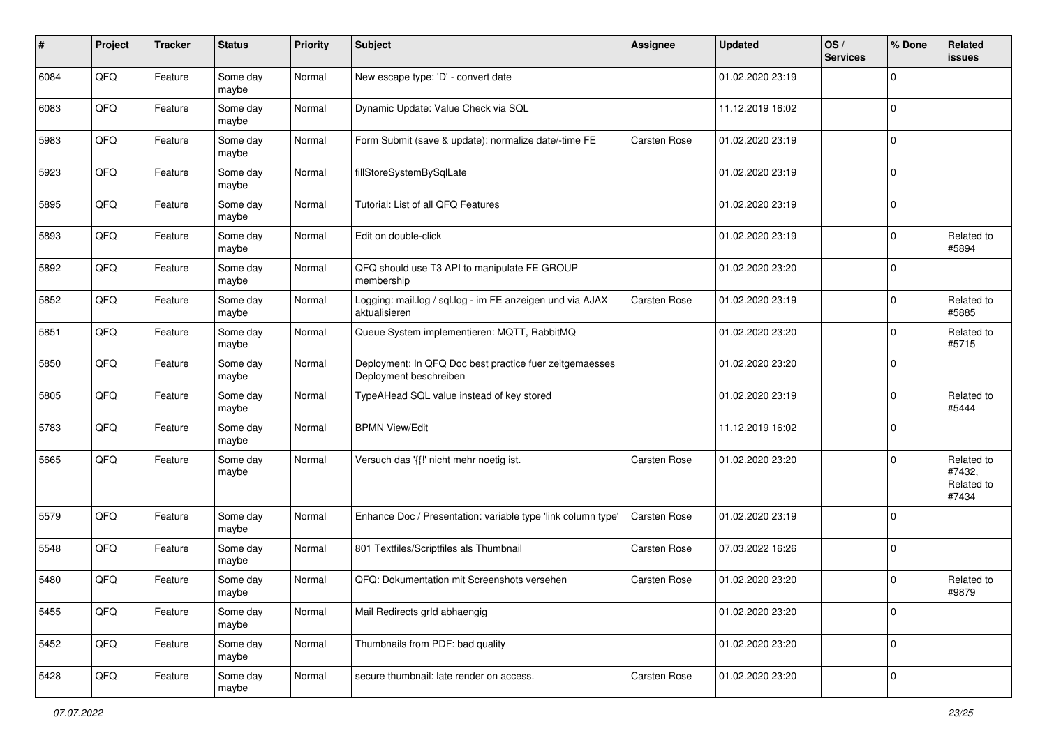| # | Project | Tracker | Status | Priority | Subject | Assignee | Updated | OS / Services | % Done | Related issues |
|---|---|---|---|---|---|---|---|---|---|---|
| 6084 | QFQ | Feature | Some day maybe | Normal | New escape type: 'D' - convert date | | 01.02.2020 23:19 | | 0 | |
| 6083 | QFQ | Feature | Some day maybe | Normal | Dynamic Update: Value Check via SQL | | 11.12.2019 16:02 | | 0 | |
| 5983 | QFQ | Feature | Some day maybe | Normal | Form Submit (save & update): normalize date/-time FE | Carsten Rose | 01.02.2020 23:19 | | 0 | |
| 5923 | QFQ | Feature | Some day maybe | Normal | fillStoreSystemBySqlLate | | 01.02.2020 23:19 | | 0 | |
| 5895 | QFQ | Feature | Some day maybe | Normal | Tutorial: List of all QFQ Features | | 01.02.2020 23:19 | | 0 | |
| 5893 | QFQ | Feature | Some day maybe | Normal | Edit on double-click | | 01.02.2020 23:19 | | 0 | Related to #5894 |
| 5892 | QFQ | Feature | Some day maybe | Normal | QFQ should use T3 API to manipulate FE GROUP membership | | 01.02.2020 23:20 | | 0 | |
| 5852 | QFQ | Feature | Some day maybe | Normal | Logging: mail.log / sql.log - im FE anzeigen und via AJAX aktualisieren | Carsten Rose | 01.02.2020 23:19 | | 0 | Related to #5885 |
| 5851 | QFQ | Feature | Some day maybe | Normal | Queue System implementieren: MQTT, RabbitMQ | | 01.02.2020 23:20 | | 0 | Related to #5715 |
| 5850 | QFQ | Feature | Some day maybe | Normal | Deployment: In QFQ Doc best practice fuer zeitgemaesses Deployment beschreiben | | 01.02.2020 23:20 | | 0 | |
| 5805 | QFQ | Feature | Some day maybe | Normal | TypeAHead SQL value instead of key stored | | 01.02.2020 23:19 | | 0 | Related to #5444 |
| 5783 | QFQ | Feature | Some day maybe | Normal | BPMN View/Edit | | 11.12.2019 16:02 | | 0 | |
| 5665 | QFQ | Feature | Some day maybe | Normal | Versuch das '{{!' nicht mehr noetig ist. | Carsten Rose | 01.02.2020 23:20 | | 0 | Related to #7432, Related to #7434 |
| 5579 | QFQ | Feature | Some day maybe | Normal | Enhance Doc / Presentation: variable type 'link column type' | Carsten Rose | 01.02.2020 23:19 | | 0 | |
| 5548 | QFQ | Feature | Some day maybe | Normal | 801 Textfiles/Scriptfiles als Thumbnail | Carsten Rose | 07.03.2022 16:26 | | 0 | |
| 5480 | QFQ | Feature | Some day maybe | Normal | QFQ: Dokumentation mit Screenshots versehen | Carsten Rose | 01.02.2020 23:20 | | 0 | Related to #9879 |
| 5455 | QFQ | Feature | Some day maybe | Normal | Mail Redirects grId abhaengig | | 01.02.2020 23:20 | | 0 | |
| 5452 | QFQ | Feature | Some day maybe | Normal | Thumbnails from PDF: bad quality | | 01.02.2020 23:20 | | 0 | |
| 5428 | QFQ | Feature | Some day maybe | Normal | secure thumbnail: late render on access. | Carsten Rose | 01.02.2020 23:20 | | 0 | |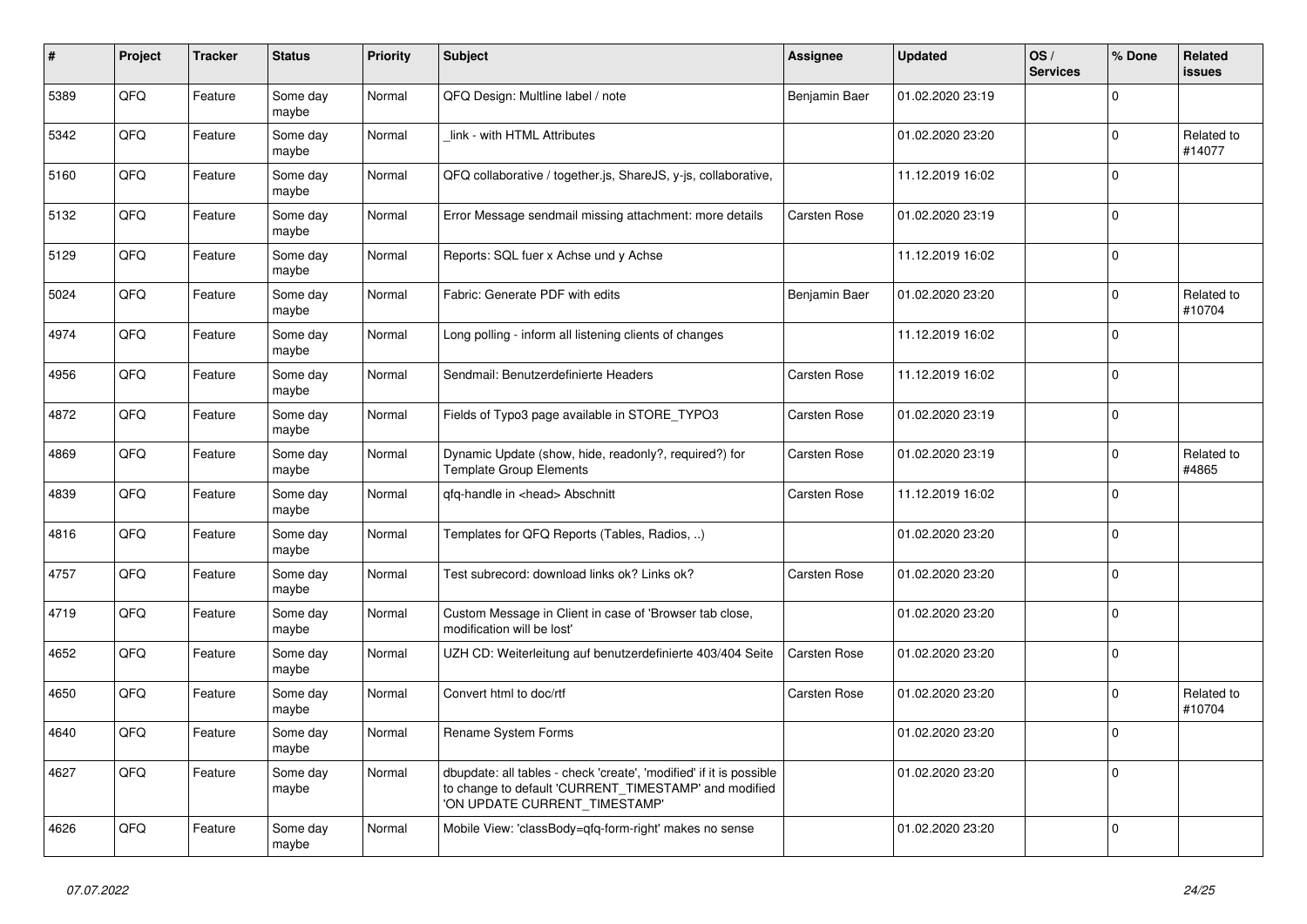| # | Project | Tracker | Status | Priority | Subject | Assignee | Updated | OS / Services | % Done | Related issues |
|---|---|---|---|---|---|---|---|---|---|---|
| 5389 | QFQ | Feature | Some day maybe | Normal | QFQ Design: Multline label / note | Benjamin Baer | 01.02.2020 23:19 | | 0 | |
| 5342 | QFQ | Feature | Some day maybe | Normal | _link - with HTML Attributes | | 01.02.2020 23:20 | | 0 | Related to #14077 |
| 5160 | QFQ | Feature | Some day maybe | Normal | QFQ collaborative / together.js, ShareJS, y-js, collaborative, | | 11.12.2019 16:02 | | 0 | |
| 5132 | QFQ | Feature | Some day maybe | Normal | Error Message sendmail missing attachment: more details | Carsten Rose | 01.02.2020 23:19 | | 0 | |
| 5129 | QFQ | Feature | Some day maybe | Normal | Reports: SQL fuer x Achse und y Achse | | 11.12.2019 16:02 | | 0 | |
| 5024 | QFQ | Feature | Some day maybe | Normal | Fabric: Generate PDF with edits | Benjamin Baer | 01.02.2020 23:20 | | 0 | Related to #10704 |
| 4974 | QFQ | Feature | Some day maybe | Normal | Long polling - inform all listening clients of changes | | 11.12.2019 16:02 | | 0 | |
| 4956 | QFQ | Feature | Some day maybe | Normal | Sendmail: Benutzerdefinierte Headers | Carsten Rose | 11.12.2019 16:02 | | 0 | |
| 4872 | QFQ | Feature | Some day maybe | Normal | Fields of Typo3 page available in STORE_TYPO3 | Carsten Rose | 01.02.2020 23:19 | | 0 | |
| 4869 | QFQ | Feature | Some day maybe | Normal | Dynamic Update (show, hide, readonly?, required?) for Template Group Elements | Carsten Rose | 01.02.2020 23:19 | | 0 | Related to #4865 |
| 4839 | QFQ | Feature | Some day maybe | Normal | qfq-handle in <head> Abschnitt | Carsten Rose | 11.12.2019 16:02 | | 0 | |
| 4816 | QFQ | Feature | Some day maybe | Normal | Templates for QFQ Reports (Tables, Radios, ..) | | 01.02.2020 23:20 | | 0 | |
| 4757 | QFQ | Feature | Some day maybe | Normal | Test subrecord: download links ok? Links ok? | Carsten Rose | 01.02.2020 23:20 | | 0 | |
| 4719 | QFQ | Feature | Some day maybe | Normal | Custom Message in Client in case of 'Browser tab close, modification will be lost' | | 01.02.2020 23:20 | | 0 | |
| 4652 | QFQ | Feature | Some day maybe | Normal | UZH CD: Weiterleitung auf benutzerdefinierte 403/404 Seite | Carsten Rose | 01.02.2020 23:20 | | 0 | |
| 4650 | QFQ | Feature | Some day maybe | Normal | Convert html to doc/rtf | Carsten Rose | 01.02.2020 23:20 | | 0 | Related to #10704 |
| 4640 | QFQ | Feature | Some day maybe | Normal | Rename System Forms | | 01.02.2020 23:20 | | 0 | |
| 4627 | QFQ | Feature | Some day maybe | Normal | dbupdate: all tables - check 'create', 'modified' if it is possible to change to default 'CURRENT_TIMESTAMP' and modified 'ON UPDATE CURRENT_TIMESTAMP' | | 01.02.2020 23:20 | | 0 | |
| 4626 | QFQ | Feature | Some day maybe | Normal | Mobile View: 'classBody=qfq-form-right' makes no sense | | 01.02.2020 23:20 | | 0 | |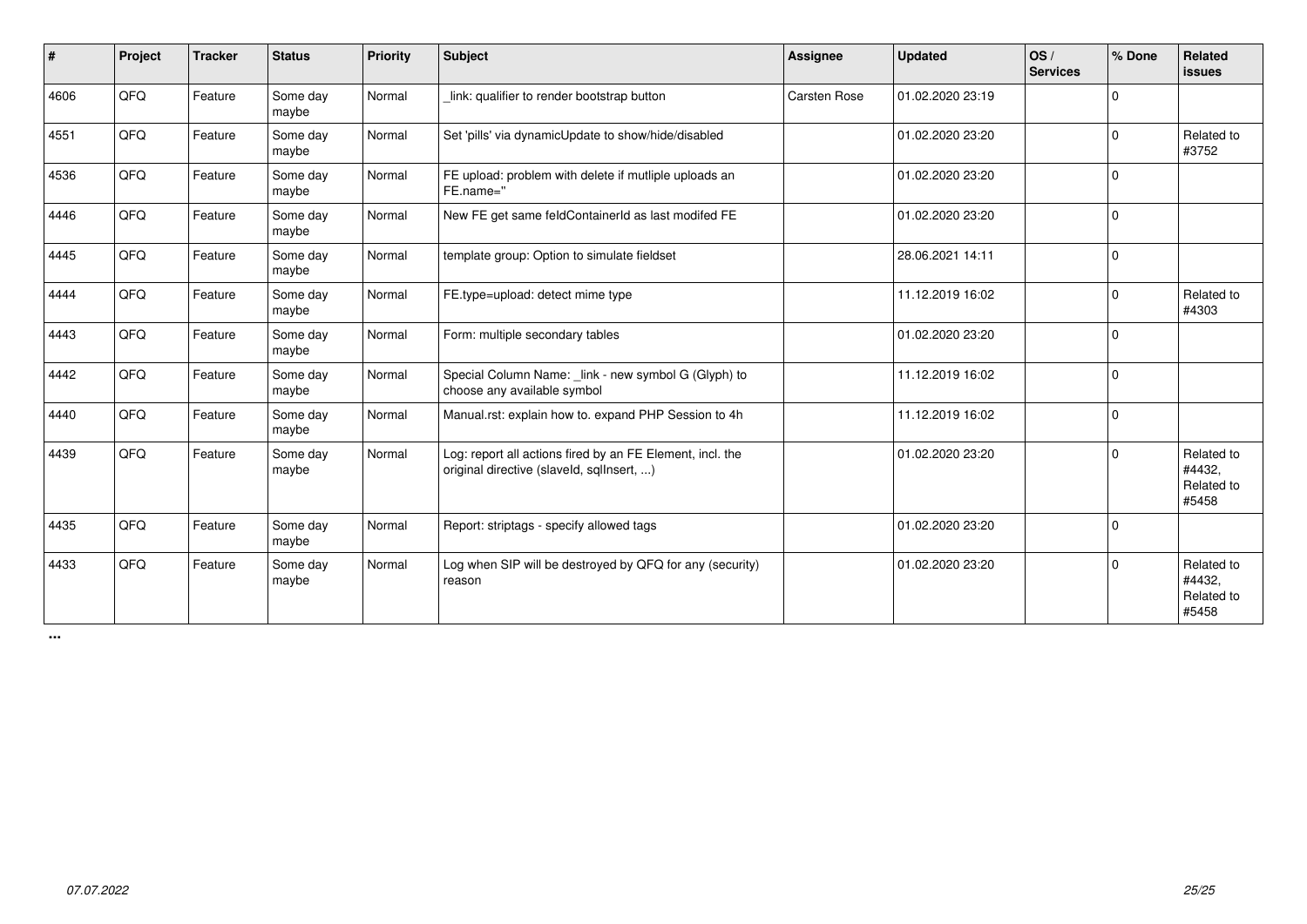| # | Project | Tracker | Status | Priority | Subject | Assignee | Updated | OS / Services | % Done | Related issues |
|---|---|---|---|---|---|---|---|---|---|---|
| 4606 | QFQ | Feature | Some day maybe | Normal | _link: qualifier to render bootstrap button | Carsten Rose | 01.02.2020 23:19 | | 0 | |
| 4551 | QFQ | Feature | Some day maybe | Normal | Set 'pills' via dynamicUpdate to show/hide/disabled | | 01.02.2020 23:20 | | 0 | Related to #3752 |
| 4536 | QFQ | Feature | Some day maybe | Normal | FE upload: problem with delete if mutliple uploads an FE.name=" | | 01.02.2020 23:20 | | 0 | |
| 4446 | QFQ | Feature | Some day maybe | Normal | New FE get same feldContainerId as last modifed FE | | 01.02.2020 23:20 | | 0 | |
| 4445 | QFQ | Feature | Some day maybe | Normal | template group: Option to simulate fieldset | | 28.06.2021 14:11 | | 0 | |
| 4444 | QFQ | Feature | Some day maybe | Normal | FE.type=upload: detect mime type | | 11.12.2019 16:02 | | 0 | Related to #4303 |
| 4443 | QFQ | Feature | Some day maybe | Normal | Form: multiple secondary tables | | 01.02.2020 23:20 | | 0 | |
| 4442 | QFQ | Feature | Some day maybe | Normal | Special Column Name: _link - new symbol G (Glyph) to choose any available symbol | | 11.12.2019 16:02 | | 0 | |
| 4440 | QFQ | Feature | Some day maybe | Normal | Manual.rst: explain how to. expand PHP Session to 4h | | 11.12.2019 16:02 | | 0 | |
| 4439 | QFQ | Feature | Some day maybe | Normal | Log: report all actions fired by an FE Element, incl. the original directive (slaveId, sqlInsert, ...) | | 01.02.2020 23:20 | | 0 | Related to #4432, Related to #5458 |
| 4435 | QFQ | Feature | Some day maybe | Normal | Report: striptags - specify allowed tags | | 01.02.2020 23:20 | | 0 | |
| 4433 | QFQ | Feature | Some day maybe | Normal | Log when SIP will be destroyed by QFQ for any (security) reason | | 01.02.2020 23:20 | | 0 | Related to #4432, Related to #5458 |

...